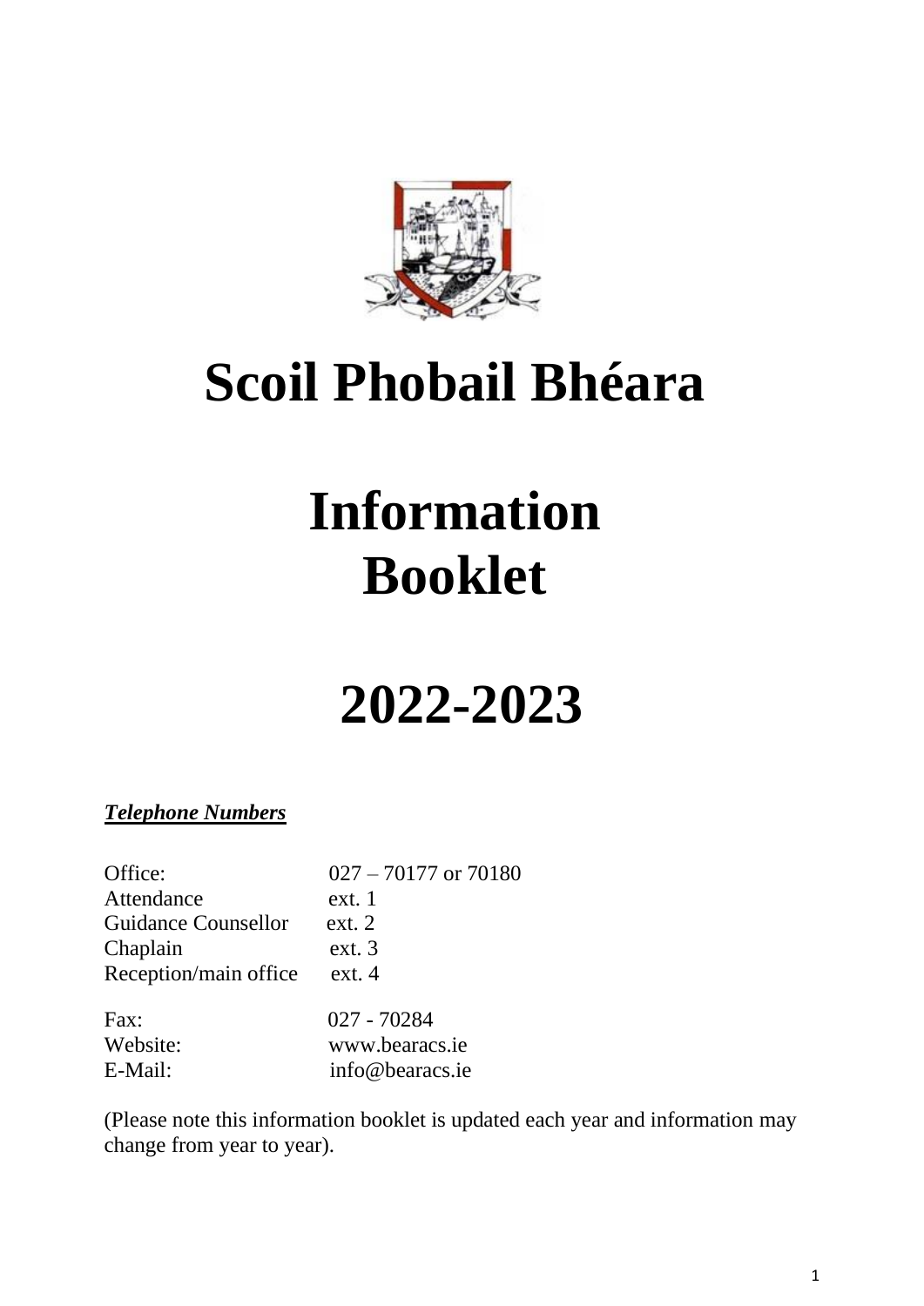# Scoil Phobail Bhéara

# Information Booklet

# 2022-2023

***Telephone Numbers***

| | |
|---|---|
| Office: | 027 – 70177 or 70180 |
| Attendance | ext. 1 |
| Guidance Counsellor | ext. 2 |
| Chaplain | ext. 3 |
| Reception/main office | ext. 4 |
| Fax: | 027 - 70284 |
| Website: | www.bearacs.ie |
| E-Mail: | info@bearacs.ie |

(Please note this information booklet is updated each year and information may change from year to year).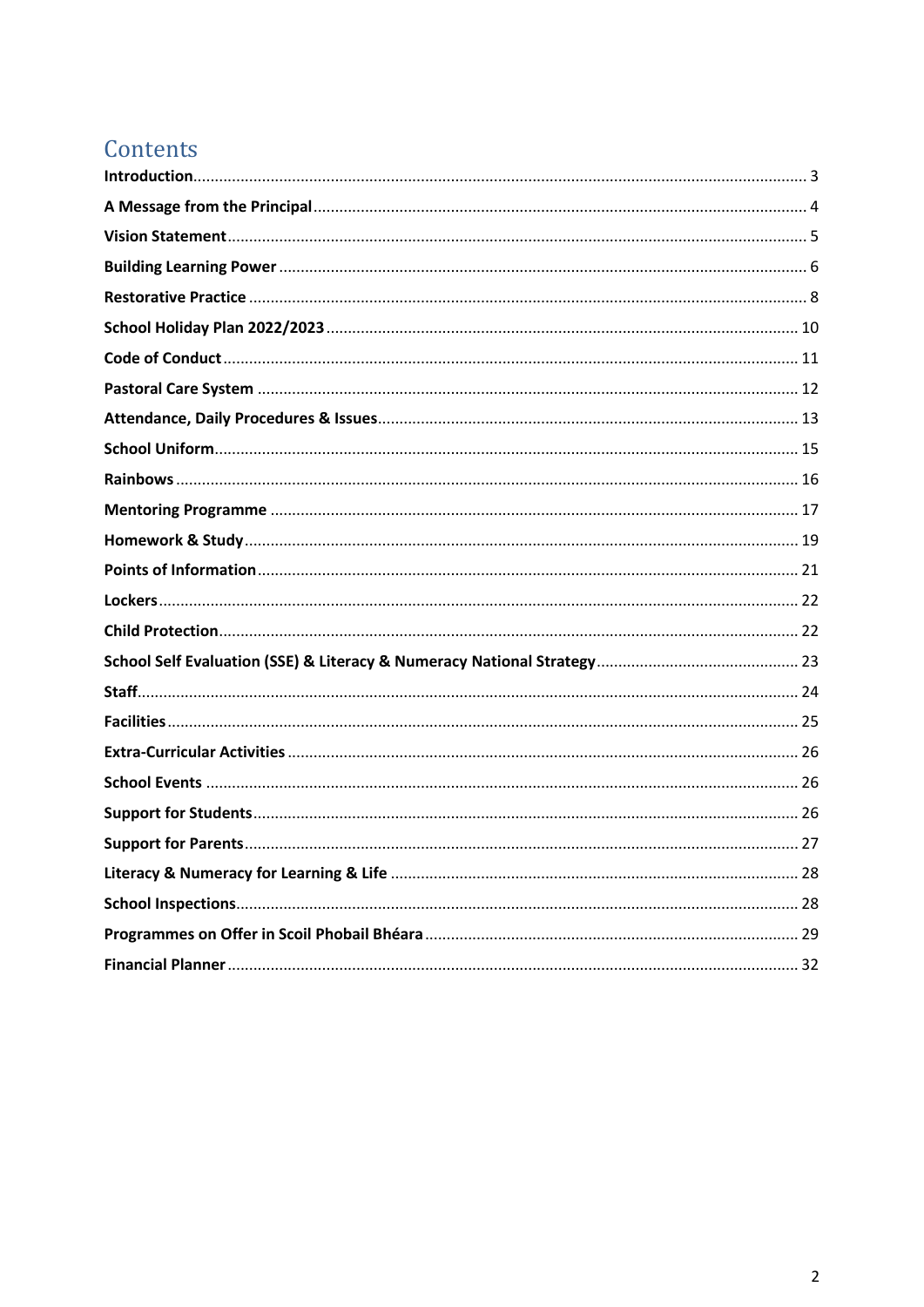# Contents

**Introduction** ... 3

**A Message from the Principal** ... 4

**Vision Statement** ... 5

**Building Learning Power** ... 6

**Restorative Practice** ... 8

**School Holiday Plan 2022/2023** ... 10

**Code of Conduct** ... 11

**Pastoral Care System** ... 12

**Attendance, Daily Procedures & Issues** ... 13

**School Uniform** ... 15

**Rainbows** ... 16

**Mentoring Programme** ... 17

**Homework & Study** ... 19

**Points of Information** ... 21

**Lockers** ... 22

**Child Protection** ... 22

**School Self Evaluation (SSE) & Literacy & Numeracy National Strategy** ... 23

**Staff** ... 24

**Facilities** ... 25

**Extra-Curricular Activities** ... 26

**School Events** ... 26

**Support for Students** ... 26

**Support for Parents** ... 27

**Literacy & Numeracy for Learning & Life** ... 28

**School Inspections** ... 28

**Programmes on Offer in Scoil Phobail Bhéara** ... 29

**Financial Planner** ... 32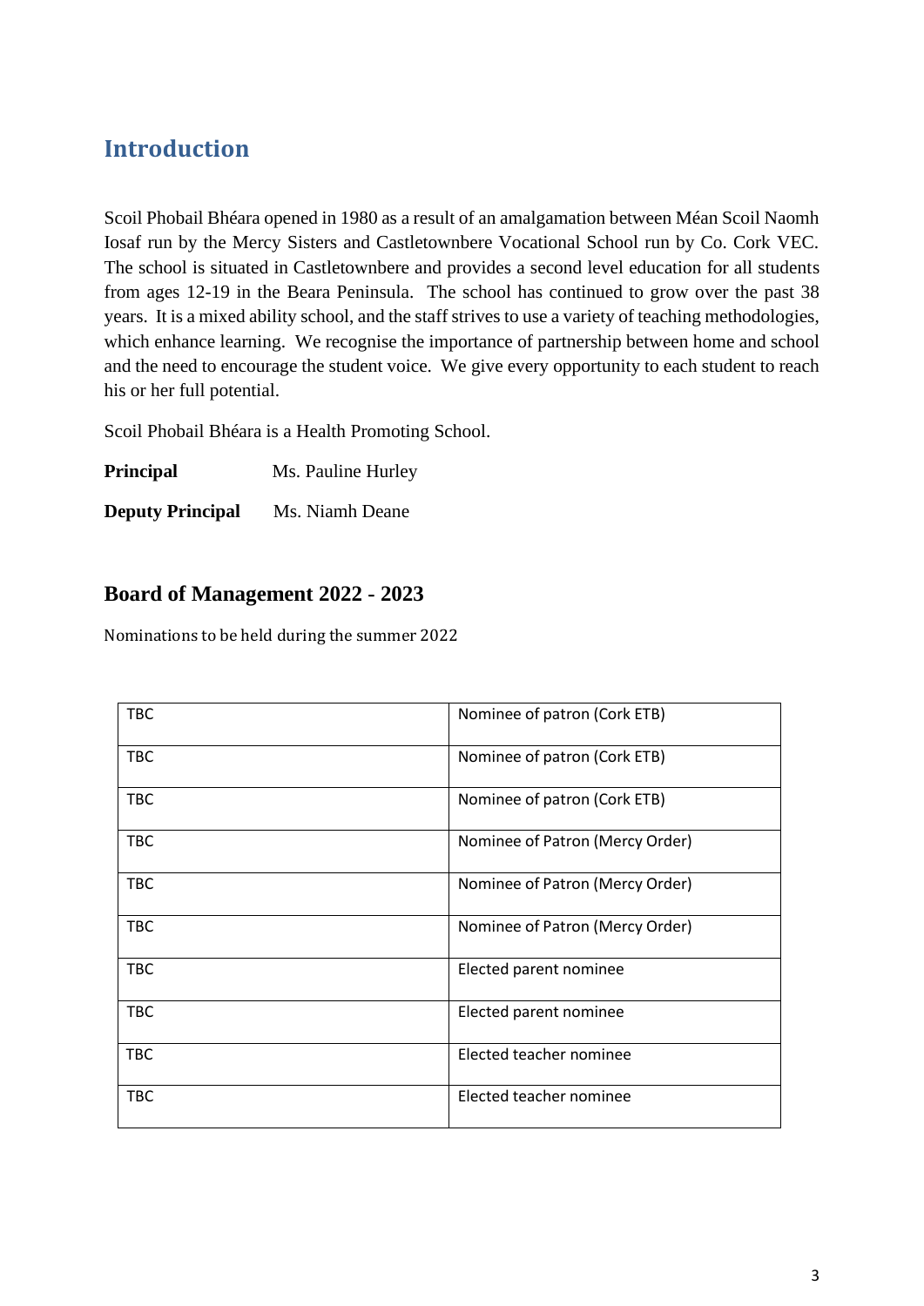# Introduction

Scoil Phobail Bhéara opened in 1980 as a result of an amalgamation between Méan Scoil Naomh Iosaf run by the Mercy Sisters and Castletownbere Vocational School run by Co. Cork VEC. The school is situated in Castletownbere and provides a second level education for all students from ages 12-19 in the Beara Peninsula. The school has continued to grow over the past 38 years. It is a mixed ability school, and the staff strives to use a variety of teaching methodologies, which enhance learning. We recognise the importance of partnership between home and school and the need to encourage the student voice. We give every opportunity to each student to reach his or her full potential.

Scoil Phobail Bhéara is a Health Promoting School.

**Principal** Ms. Pauline Hurley

**Deputy Principal** Ms. Niamh Deane

## Board of Management 2022 - 2023

Nominations to be held during the summer 2022

| | |
|---|---|
| TBC | Nominee of patron (Cork ETB) |
| TBC | Nominee of patron (Cork ETB) |
| TBC | Nominee of patron (Cork ETB) |
| TBC | Nominee of Patron (Mercy Order) |
| TBC | Nominee of Patron (Mercy Order) |
| TBC | Nominee of Patron (Mercy Order) |
| TBC | Elected parent nominee |
| TBC | Elected parent nominee |
| TBC | Elected teacher nominee |
| TBC | Elected teacher nominee |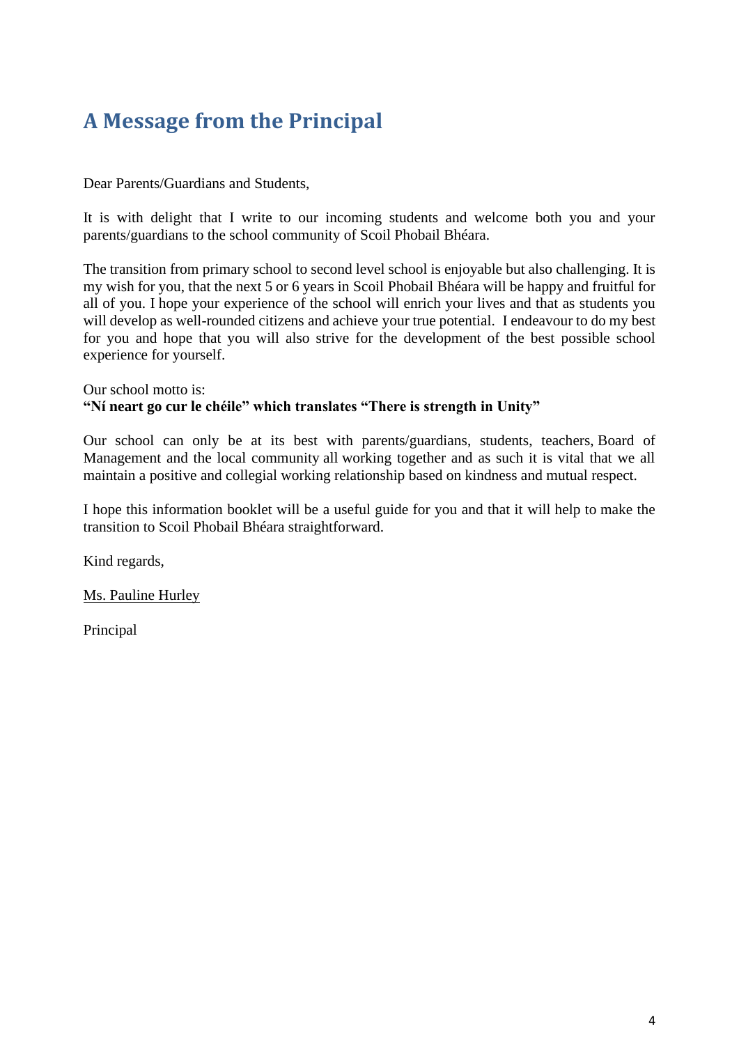# A Message from the Principal

Dear Parents/Guardians and Students,

It is with delight that I write to our incoming students and welcome both you and your parents/guardians to the school community of Scoil Phobail Bhéara.

The transition from primary school to second level school is enjoyable but also challenging. It is my wish for you, that the next 5 or 6 years in Scoil Phobail Bhéara will be happy and fruitful for all of you. I hope your experience of the school will enrich your lives and that as students you will develop as well-rounded citizens and achieve your true potential. I endeavour to do my best for you and hope that you will also strive for the development of the best possible school experience for yourself.

Our school motto is:
**"Ní neart go cur le chéile" which translates "There is strength in Unity"**

Our school can only be at its best with parents/guardians, students, teachers, Board of Management and the local community all working together and as such it is vital that we all maintain a positive and collegial working relationship based on kindness and mutual respect.

I hope this information booklet will be a useful guide for you and that it will help to make the transition to Scoil Phobail Bhéara straightforward.

Kind regards,

Ms. Pauline Hurley

Principal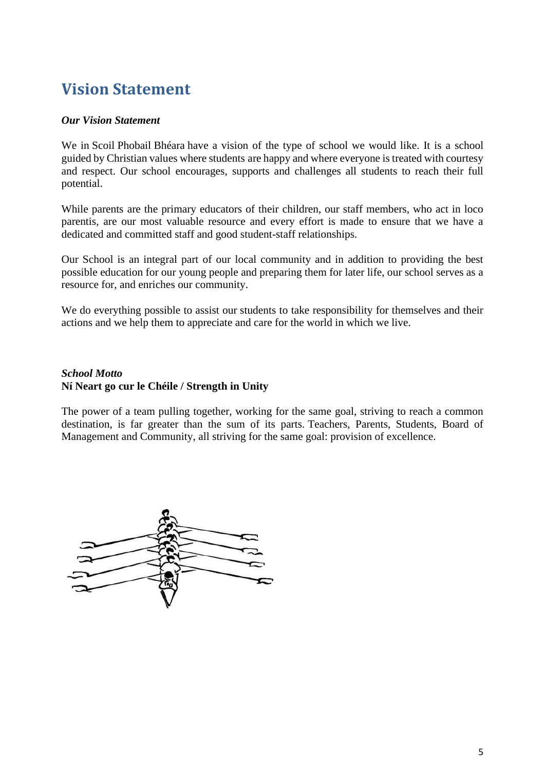# Vision Statement

***Our Vision Statement***

We in Scoil Phobail Bhéara have a vision of the type of school we would like. It is a school guided by Christian values where students are happy and where everyone is treated with courtesy and respect. Our school encourages, supports and challenges all students to reach their full potential.

While parents are the primary educators of their children, our staff members, who act in loco parentis, are our most valuable resource and every effort is made to ensure that we have a dedicated and committed staff and good student-staff relationships.

Our School is an integral part of our local community and in addition to providing the best possible education for our young people and preparing them for later life, our school serves as a resource for, and enriches our community.

We do everything possible to assist our students to take responsibility for themselves and their actions and we help them to appreciate and care for the world in which we live.

***School Motto***
**Ní Neart go cur le Chéile / Strength in Unity**

The power of a team pulling together, working for the same goal, striving to reach a common destination, is far greater than the sum of its parts. Teachers, Parents, Students, Board of Management and Community, all striving for the same goal: provision of excellence.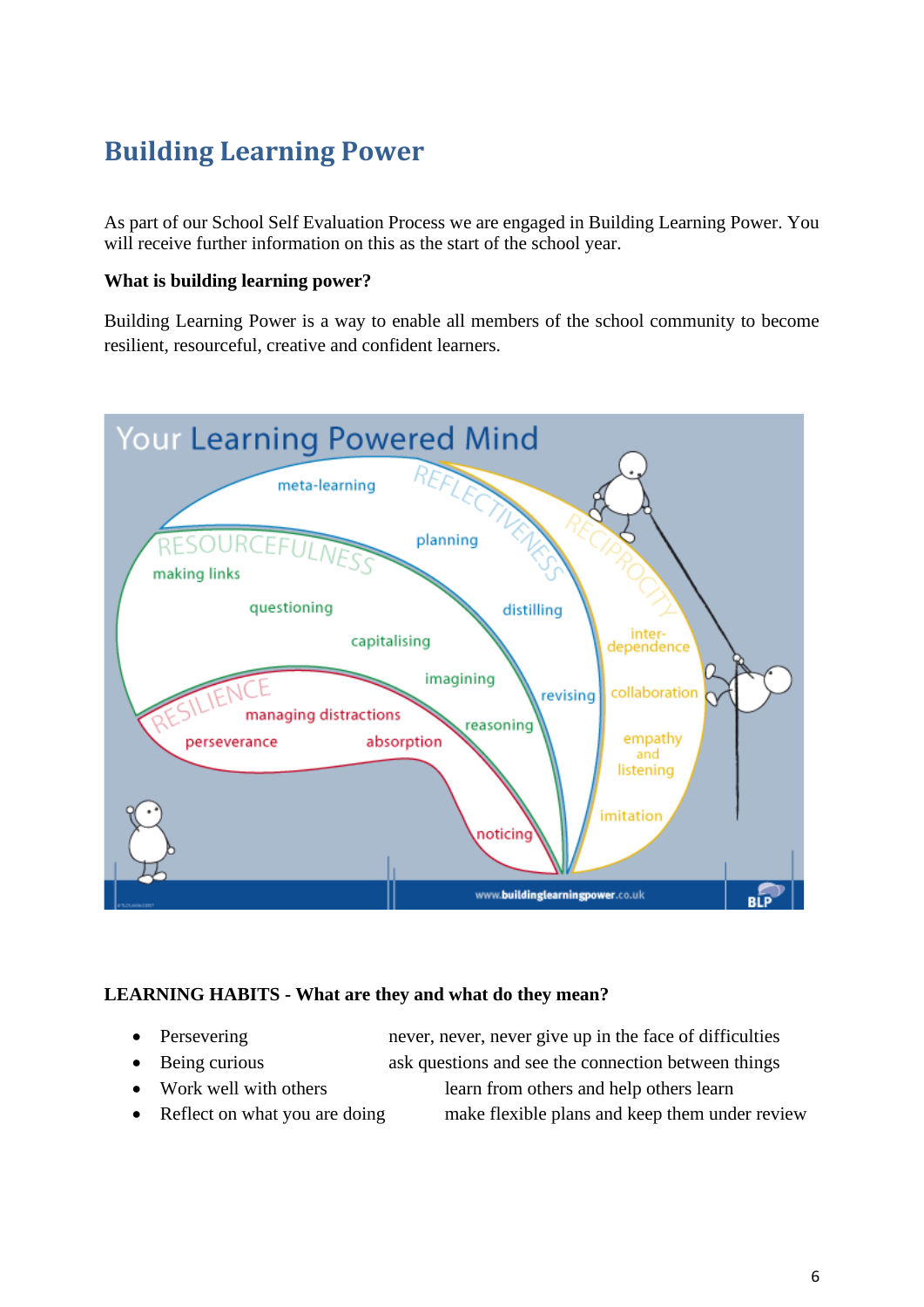# Building Learning Power

As part of our School Self Evaluation Process we are engaged in Building Learning Power. You will receive further information on this as the start of the school year.

**What is building learning power?**

Building Learning Power is a way to enable all members of the school community to become resilient, resourceful, creative and confident learners.

**LEARNING HABITS - What are they and what do they mean?**

- Persevering — never, never, never give up in the face of difficulties
- Being curious — ask questions and see the connection between things
- Work well with others — learn from others and help others learn
- Reflect on what you are doing — make flexible plans and keep them under review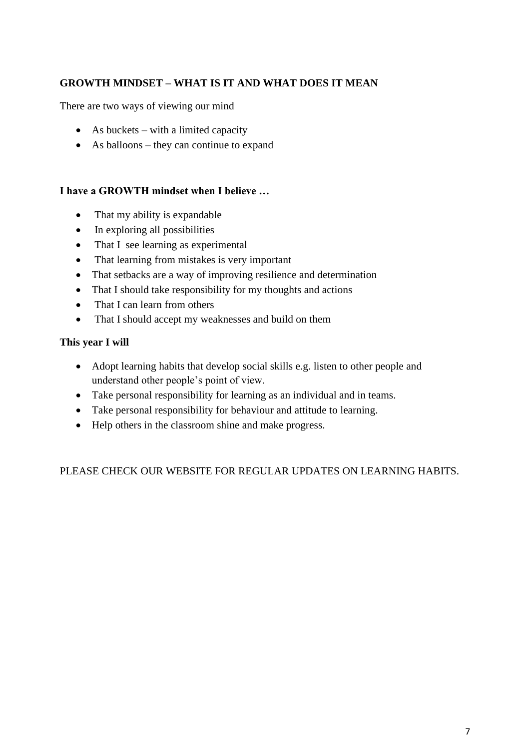## GROWTH MINDSET – WHAT IS IT AND WHAT DOES IT MEAN

There are two ways of viewing our mind

- As buckets – with a limited capacity
- As balloons – they can continue to expand

**I have a GROWTH mindset when I believe …**

- That my ability is expandable
- In exploring all possibilities
- That I see learning as experimental
- That learning from mistakes is very important
- That setbacks are a way of improving resilience and determination
- That I should take responsibility for my thoughts and actions
- That I can learn from others
- That I should accept my weaknesses and build on them

**This year I will**

- Adopt learning habits that develop social skills e.g. listen to other people and understand other people's point of view.
- Take personal responsibility for learning as an individual and in teams.
- Take personal responsibility for behaviour and attitude to learning.
- Help others in the classroom shine and make progress.

PLEASE CHECK OUR WEBSITE FOR REGULAR UPDATES ON LEARNING HABITS.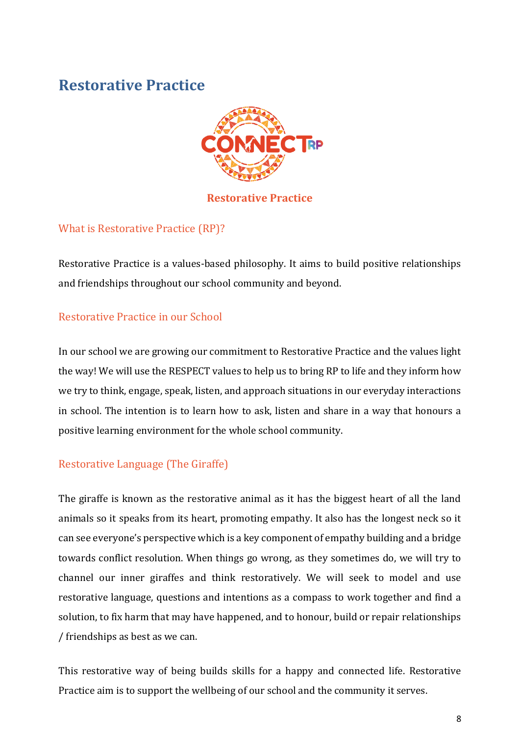# Restorative Practice

**Restorative Practice**

### What is Restorative Practice (RP)?

Restorative Practice is a values-based philosophy. It aims to build positive relationships and friendships throughout our school community and beyond.

### Restorative Practice in our School

In our school we are growing our commitment to Restorative Practice and the values light the way! We will use the RESPECT values to help us to bring RP to life and they inform how we try to think, engage, speak, listen, and approach situations in our everyday interactions in school. The intention is to learn how to ask, listen and share in a way that honours a positive learning environment for the whole school community.

### Restorative Language (The Giraffe)

The giraffe is known as the restorative animal as it has the biggest heart of all the land animals so it speaks from its heart, promoting empathy. It also has the longest neck so it can see everyone's perspective which is a key component of empathy building and a bridge towards conflict resolution. When things go wrong, as they sometimes do, we will try to channel our inner giraffes and think restoratively. We will seek to model and use restorative language, questions and intentions as a compass to work together and find a solution, to fix harm that may have happened, and to honour, build or repair relationships / friendships as best as we can.

This restorative way of being builds skills for a happy and connected life. Restorative Practice aim is to support the wellbeing of our school and the community it serves.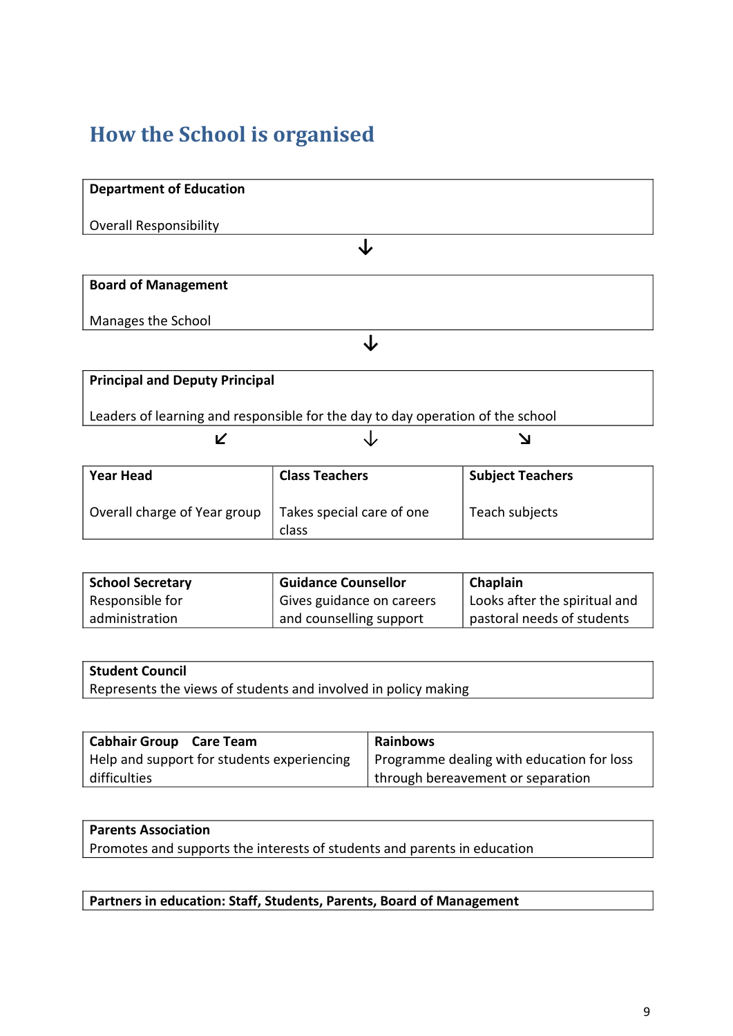# How the School is organised

| **Department of Education**<br><br>Overall Responsibility |
|---|

↓

| **Board of Management**<br><br>Manages the School |
|---|

↓

| **Principal and Deputy Principal**<br><br>Leaders of learning and responsible for the day to day operation of the school |
|---|

↙ ↓ ↘

| **Year Head**<br><br>Overall charge of Year group | **Class Teachers**<br><br>Takes special care of one class | **Subject Teachers**<br><br>Teach subjects |
|---|---|---|

| **School Secretary**<br>Responsible for administration | **Guidance Counsellor**<br>Gives guidance on careers and counselling support | **Chaplain**<br>Looks after the spiritual and pastoral needs of students |
|---|---|---|

| **Student Council**<br>Represents the views of students and involved in policy making |
|---|

| **Cabhair Group Care Team**<br>Help and support for students experiencing difficulties | **Rainbows**<br>Programme dealing with education for loss through bereavement or separation |
|---|---|

| **Parents Association**<br>Promotes and supports the interests of students and parents in education |
|---|

| **Partners in education: Staff, Students, Parents, Board of Management** |
|---|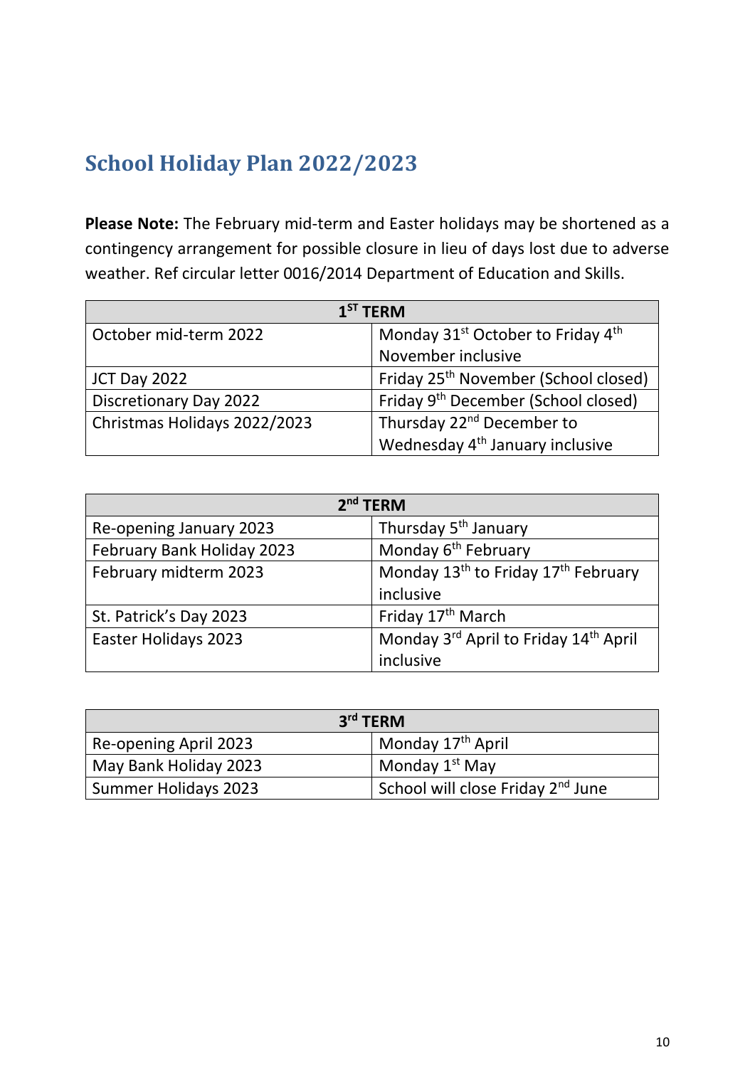## School Holiday Plan 2022/2023

**Please Note:** The February mid-term and Easter holidays may be shortened as a contingency arrangement for possible closure in lieu of days lost due to adverse weather. Ref circular letter 0016/2014 Department of Education and Skills.

| 1ST TERM | |
|---|---|
| October mid-term 2022 | Monday 31st October to Friday 4th November inclusive |
| JCT Day 2022 | Friday 25th November (School closed) |
| Discretionary Day 2022 | Friday 9th December (School closed) |
| Christmas Holidays 2022/2023 | Thursday 22nd December to Wednesday 4th January inclusive |

| 2nd TERM | |
|---|---|
| Re-opening January 2023 | Thursday 5th January |
| February Bank Holiday 2023 | Monday 6th February |
| February midterm 2023 | Monday 13th to Friday 17th February inclusive |
| St. Patrick's Day 2023 | Friday 17th March |
| Easter Holidays 2023 | Monday 3rd April to Friday 14th April inclusive |

| 3rd TERM | |
|---|---|
| Re-opening April 2023 | Monday 17th April |
| May Bank Holiday 2023 | Monday 1st May |
| Summer Holidays 2023 | School will close Friday 2nd June |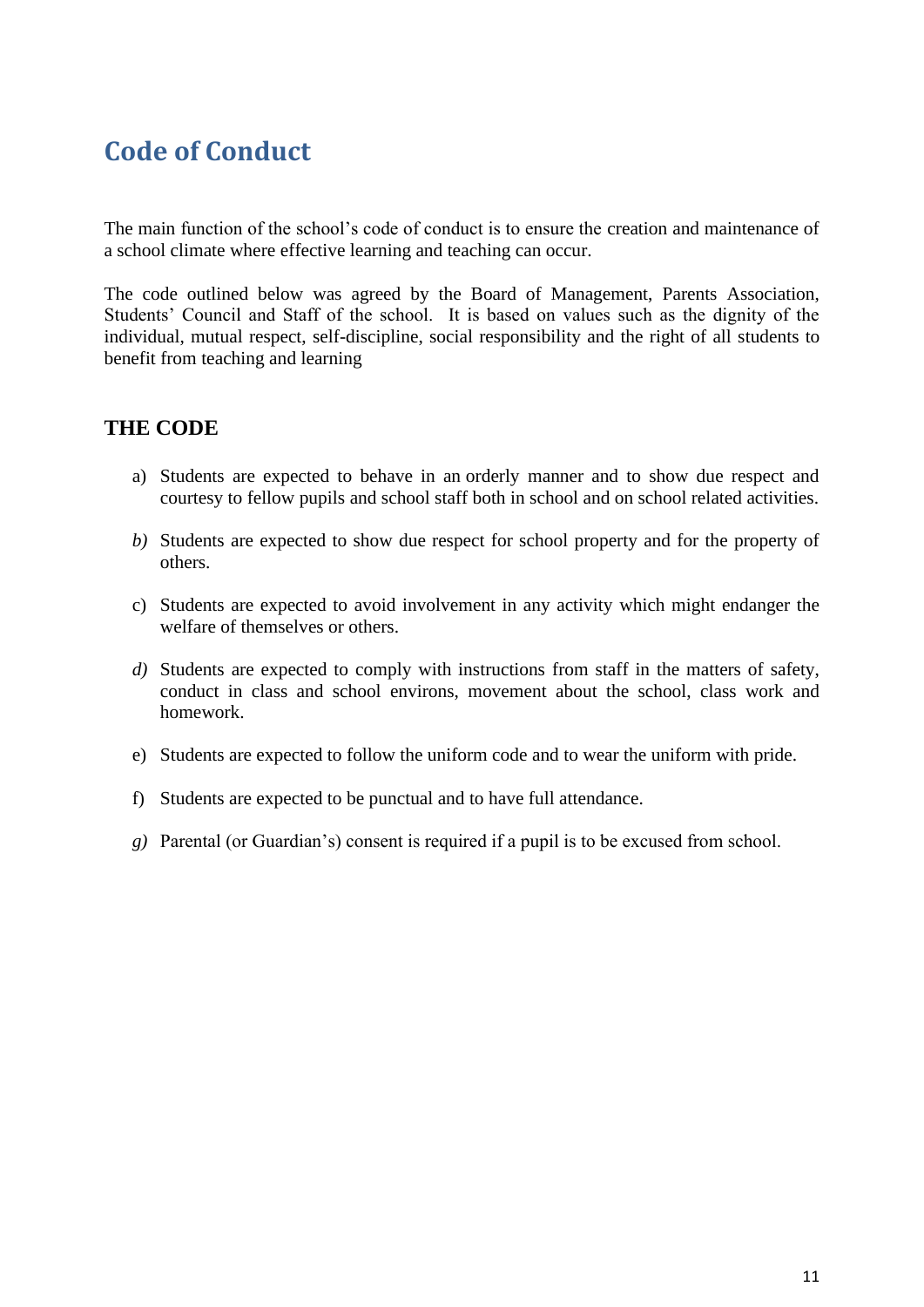# Code of Conduct

The main function of the school's code of conduct is to ensure the creation and maintenance of a school climate where effective learning and teaching can occur.

The code outlined below was agreed by the Board of Management, Parents Association, Students' Council and Staff of the school. It is based on values such as the dignity of the individual, mutual respect, self-discipline, social responsibility and the right of all students to benefit from teaching and learning

## THE CODE

a) Students are expected to behave in an orderly manner and to show due respect and courtesy to fellow pupils and school staff both in school and on school related activities.

*b)* Students are expected to show due respect for school property and for the property of others.

c) Students are expected to avoid involvement in any activity which might endanger the welfare of themselves or others.

*d)* Students are expected to comply with instructions from staff in the matters of safety, conduct in class and school environs, movement about the school, class work and homework.

e) Students are expected to follow the uniform code and to wear the uniform with pride.

f) Students are expected to be punctual and to have full attendance.

*g)* Parental (or Guardian's) consent is required if a pupil is to be excused from school.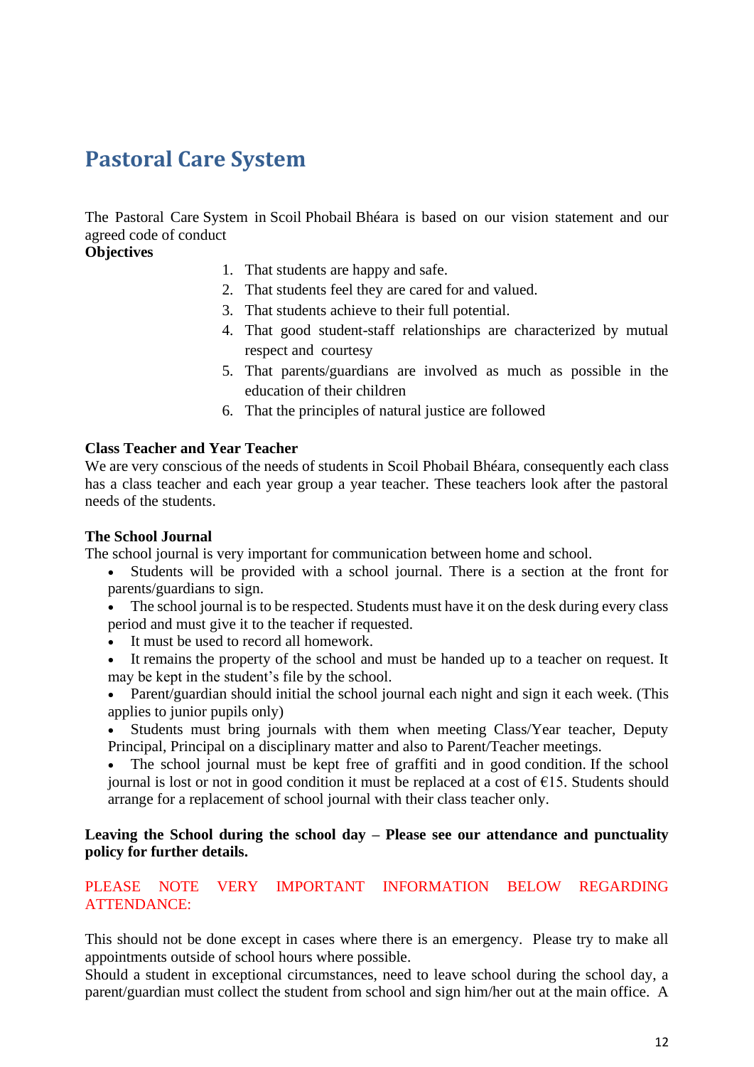# Pastoral Care System

The Pastoral Care System in Scoil Phobail Bhéara is based on our vision statement and our agreed code of conduct

**Objectives**

1. That students are happy and safe.
2. That students feel they are cared for and valued.
3. That students achieve to their full potential.
4. That good student-staff relationships are characterized by mutual respect and courtesy
5. That parents/guardians are involved as much as possible in the education of their children
6. That the principles of natural justice are followed

**Class Teacher and Year Teacher**

We are very conscious of the needs of students in Scoil Phobail Bhéara, consequently each class has a class teacher and each year group a year teacher. These teachers look after the pastoral needs of the students.

**The School Journal**

The school journal is very important for communication between home and school.

- Students will be provided with a school journal. There is a section at the front for parents/guardians to sign.
- The school journal is to be respected. Students must have it on the desk during every class period and must give it to the teacher if requested.
- It must be used to record all homework.
- It remains the property of the school and must be handed up to a teacher on request. It may be kept in the student's file by the school.
- Parent/guardian should initial the school journal each night and sign it each week. (This applies to junior pupils only)
- Students must bring journals with them when meeting Class/Year teacher, Deputy Principal, Principal on a disciplinary matter and also to Parent/Teacher meetings.
- The school journal must be kept free of graffiti and in good condition. If the school journal is lost or not in good condition it must be replaced at a cost of €15. Students should arrange for a replacement of school journal with their class teacher only.

**Leaving the School during the school day – Please see our attendance and punctuality policy for further details.**

PLEASE NOTE VERY IMPORTANT INFORMATION BELOW REGARDING ATTENDANCE:

This should not be done except in cases where there is an emergency. Please try to make all appointments outside of school hours where possible.

Should a student in exceptional circumstances, need to leave school during the school day, a parent/guardian must collect the student from school and sign him/her out at the main office. A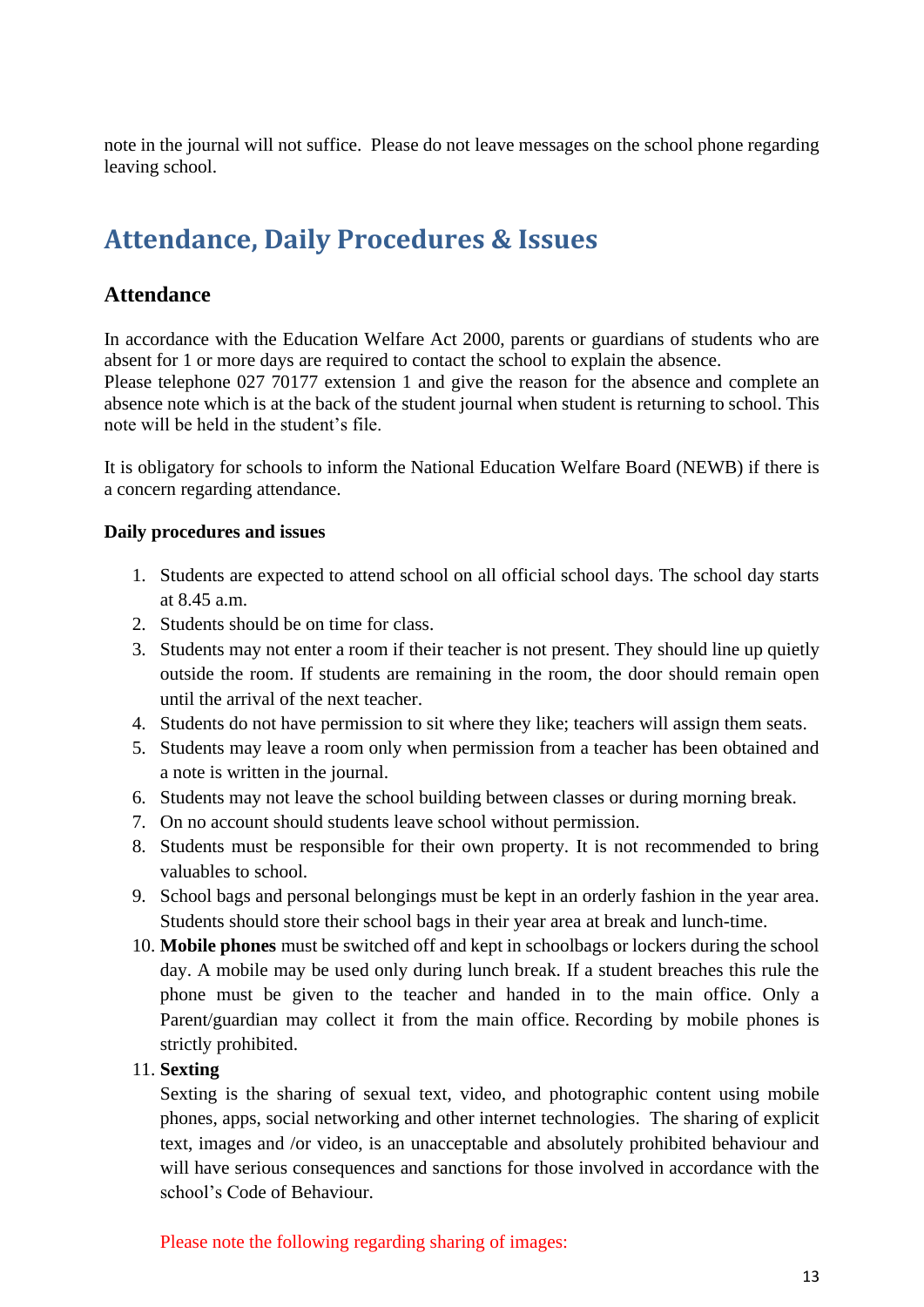note in the journal will not suffice. Please do not leave messages on the school phone regarding leaving school.

# Attendance, Daily Procedures & Issues

## Attendance

In accordance with the Education Welfare Act 2000, parents or guardians of students who are absent for 1 or more days are required to contact the school to explain the absence.
Please telephone 027 70177 extension 1 and give the reason for the absence and complete an absence note which is at the back of the student journal when student is returning to school. This note will be held in the student's file.

It is obligatory for schools to inform the National Education Welfare Board (NEWB) if there is a concern regarding attendance.

**Daily procedures and issues**

1. Students are expected to attend school on all official school days. The school day starts at 8.45 a.m.
2. Students should be on time for class.
3. Students may not enter a room if their teacher is not present. They should line up quietly outside the room. If students are remaining in the room, the door should remain open until the arrival of the next teacher.
4. Students do not have permission to sit where they like; teachers will assign them seats.
5. Students may leave a room only when permission from a teacher has been obtained and a note is written in the journal.
6. Students may not leave the school building between classes or during morning break.
7. On no account should students leave school without permission.
8. Students must be responsible for their own property. It is not recommended to bring valuables to school.
9. School bags and personal belongings must be kept in an orderly fashion in the year area. Students should store their school bags in their year area at break and lunch-time.
10. **Mobile phones** must be switched off and kept in schoolbags or lockers during the school day. A mobile may be used only during lunch break. If a student breaches this rule the phone must be given to the teacher and handed in to the main office. Only a Parent/guardian may collect it from the main office. Recording by mobile phones is strictly prohibited.
11. **Sexting**
    Sexting is the sharing of sexual text, video, and photographic content using mobile phones, apps, social networking and other internet technologies. The sharing of explicit text, images and /or video, is an unacceptable and absolutely prohibited behaviour and will have serious consequences and sanctions for those involved in accordance with the school's Code of Behaviour.

    Please note the following regarding sharing of images: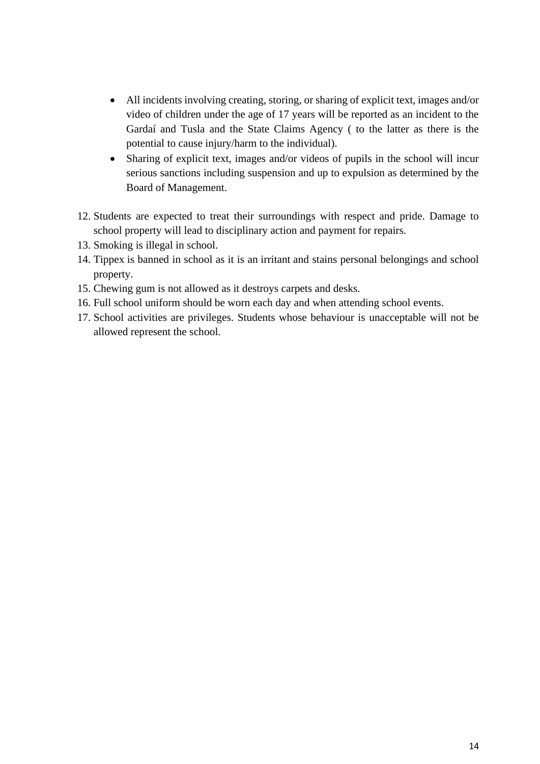- All incidents involving creating, storing, or sharing of explicit text, images and/or video of children under the age of 17 years will be reported as an incident to the Gardaí and Tusla and the State Claims Agency ( to the latter as there is the potential to cause injury/harm to the individual).
- Sharing of explicit text, images and/or videos of pupils in the school will incur serious sanctions including suspension and up to expulsion as determined by the Board of Management.

12. Students are expected to treat their surroundings with respect and pride. Damage to school property will lead to disciplinary action and payment for repairs.
13. Smoking is illegal in school.
14. Tippex is banned in school as it is an irritant and stains personal belongings and school property.
15. Chewing gum is not allowed as it destroys carpets and desks.
16. Full school uniform should be worn each day and when attending school events.
17. School activities are privileges. Students whose behaviour is unacceptable will not be allowed represent the school.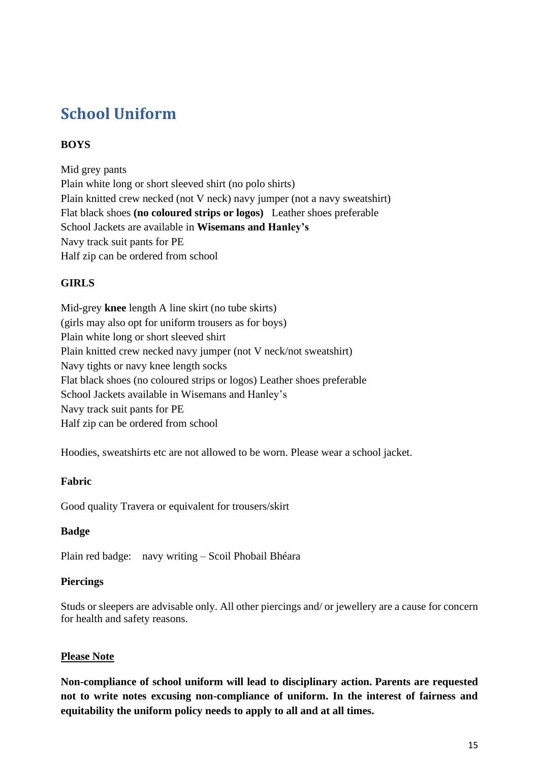## School Uniform

**BOYS**

Mid grey pants
Plain white long or short sleeved shirt (no polo shirts)
Plain knitted crew necked (not V neck) navy jumper (not a navy sweatshirt)
Flat black shoes **(no coloured strips or logos)** Leather shoes preferable
School Jackets are available in **Wisemans and Hanley's**
Navy track suit pants for PE
Half zip can be ordered from school

**GIRLS**

Mid-grey **knee** length A line skirt (no tube skirts)
(girls may also opt for uniform trousers as for boys)
Plain white long or short sleeved shirt
Plain knitted crew necked navy jumper (not V neck/not sweatshirt)
Navy tights or navy knee length socks
Flat black shoes (no coloured strips or logos) Leather shoes preferable
School Jackets available in Wisemans and Hanley's
Navy track suit pants for PE
Half zip can be ordered from school

Hoodies, sweatshirts etc are not allowed to be worn. Please wear a school jacket.

**Fabric**

Good quality Travera or equivalent for trousers/skirt

**Badge**

Plain red badge: navy writing – Scoil Phobail Bhéara

**Piercings**

Studs or sleepers are advisable only. All other piercings and/ or jewellery are a cause for concern for health and safety reasons.

**Please Note**

**Non-compliance of school uniform will lead to disciplinary action. Parents are requested not to write notes excusing non-compliance of uniform. In the interest of fairness and equitability the uniform policy needs to apply to all and at all times.**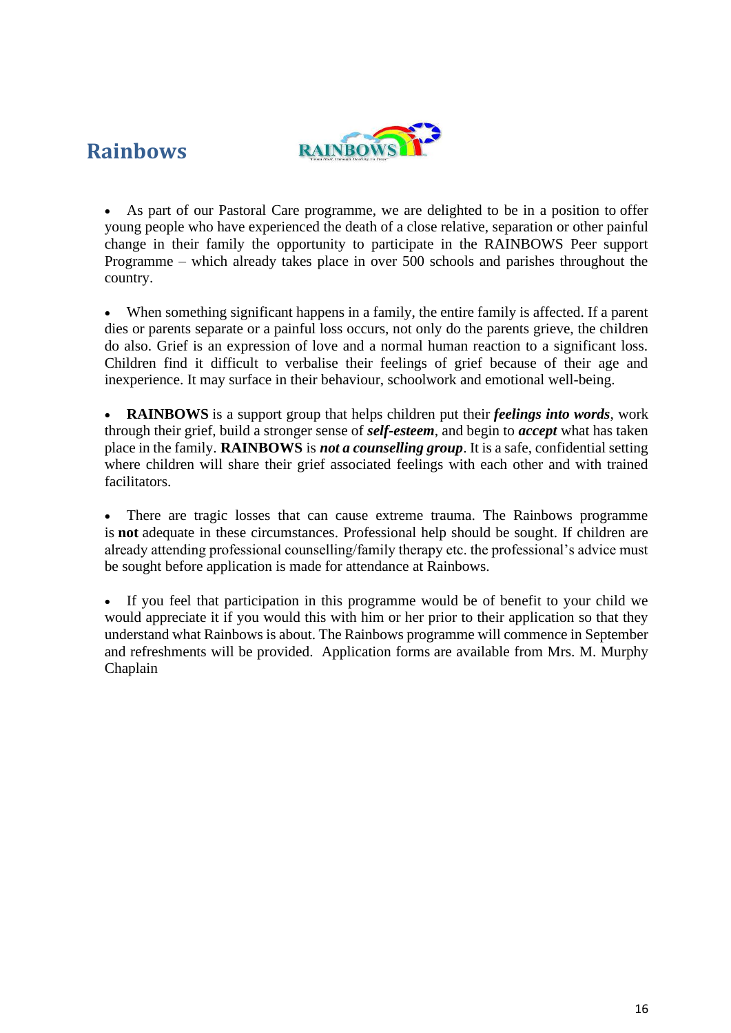## Rainbows

- As part of our Pastoral Care programme, we are delighted to be in a position to offer young people who have experienced the death of a close relative, separation or other painful change in their family the opportunity to participate in the RAINBOWS Peer support Programme – which already takes place in over 500 schools and parishes throughout the country.

- When something significant happens in a family, the entire family is affected. If a parent dies or parents separate or a painful loss occurs, not only do the parents grieve, the children do also. Grief is an expression of love and a normal human reaction to a significant loss. Children find it difficult to verbalise their feelings of grief because of their age and inexperience. It may surface in their behaviour, schoolwork and emotional well-being.

- **RAINBOWS** is a support group that helps children put their ***feelings into words***, work through their grief, build a stronger sense of ***self-esteem***, and begin to ***accept*** what has taken place in the family. **RAINBOWS** is ***not a counselling group***. It is a safe, confidential setting where children will share their grief associated feelings with each other and with trained facilitators.

- There are tragic losses that can cause extreme trauma. The Rainbows programme is **not** adequate in these circumstances. Professional help should be sought. If children are already attending professional counselling/family therapy etc. the professional's advice must be sought before application is made for attendance at Rainbows.

- If you feel that participation in this programme would be of benefit to your child we would appreciate it if you would this with him or her prior to their application so that they understand what Rainbows is about. The Rainbows programme will commence in September and refreshments will be provided. Application forms are available from Mrs. M. Murphy Chaplain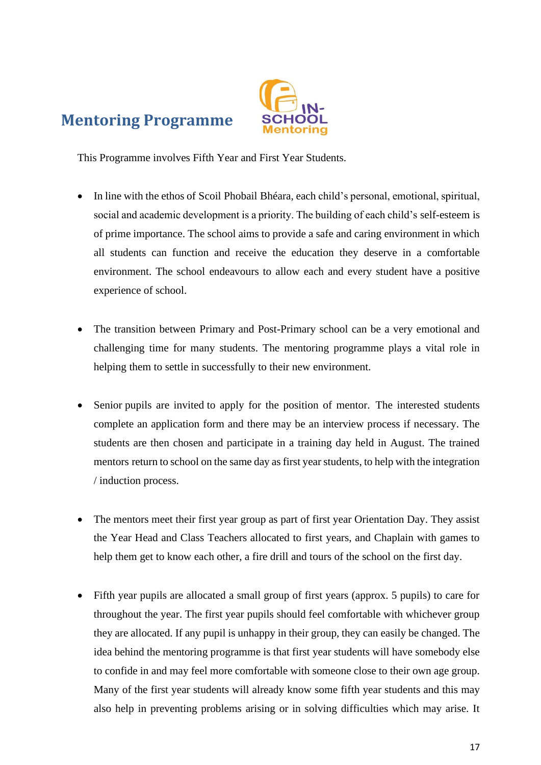## Mentoring Programme

This Programme involves Fifth Year and First Year Students.

- In line with the ethos of Scoil Phobail Bhéara, each child's personal, emotional, spiritual, social and academic development is a priority. The building of each child's self-esteem is of prime importance. The school aims to provide a safe and caring environment in which all students can function and receive the education they deserve in a comfortable environment. The school endeavours to allow each and every student have a positive experience of school.

- The transition between Primary and Post-Primary school can be a very emotional and challenging time for many students. The mentoring programme plays a vital role in helping them to settle in successfully to their new environment.

- Senior pupils are invited to apply for the position of mentor. The interested students complete an application form and there may be an interview process if necessary. The students are then chosen and participate in a training day held in August. The trained mentors return to school on the same day as first year students, to help with the integration / induction process.

- The mentors meet their first year group as part of first year Orientation Day. They assist the Year Head and Class Teachers allocated to first years, and Chaplain with games to help them get to know each other, a fire drill and tours of the school on the first day.

- Fifth year pupils are allocated a small group of first years (approx. 5 pupils) to care for throughout the year. The first year pupils should feel comfortable with whichever group they are allocated. If any pupil is unhappy in their group, they can easily be changed. The idea behind the mentoring programme is that first year students will have somebody else to confide in and may feel more comfortable with someone close to their own age group. Many of the first year students will already know some fifth year students and this may also help in preventing problems arising or in solving difficulties which may arise. It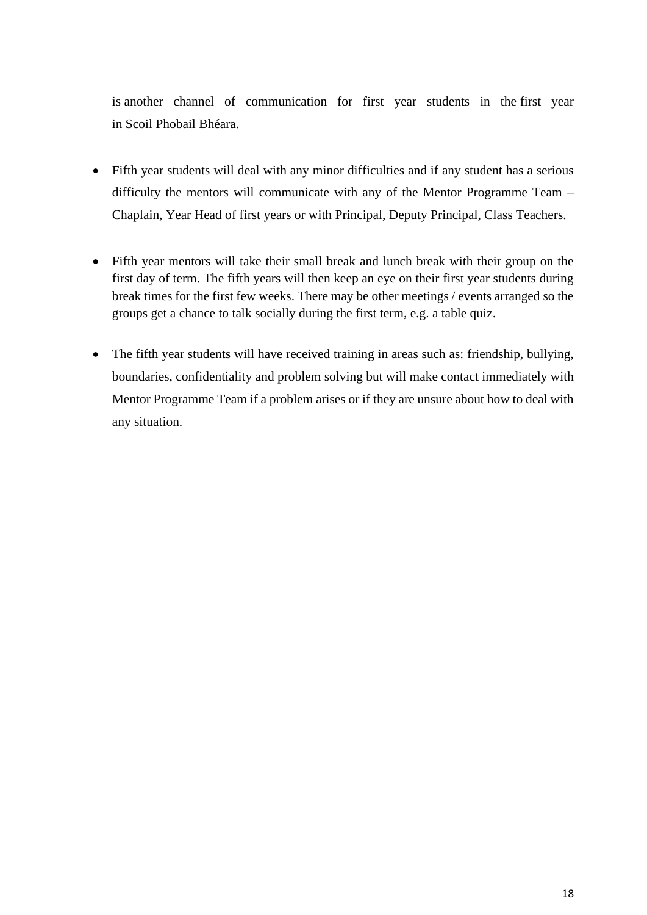is another channel of communication for first year students in the first year in Scoil Phobail Bhéara.

- Fifth year students will deal with any minor difficulties and if any student has a serious difficulty the mentors will communicate with any of the Mentor Programme Team – Chaplain, Year Head of first years or with Principal, Deputy Principal, Class Teachers.

- Fifth year mentors will take their small break and lunch break with their group on the first day of term. The fifth years will then keep an eye on their first year students during break times for the first few weeks. There may be other meetings / events arranged so the groups get a chance to talk socially during the first term, e.g. a table quiz.

- The fifth year students will have received training in areas such as: friendship, bullying, boundaries, confidentiality and problem solving but will make contact immediately with Mentor Programme Team if a problem arises or if they are unsure about how to deal with any situation.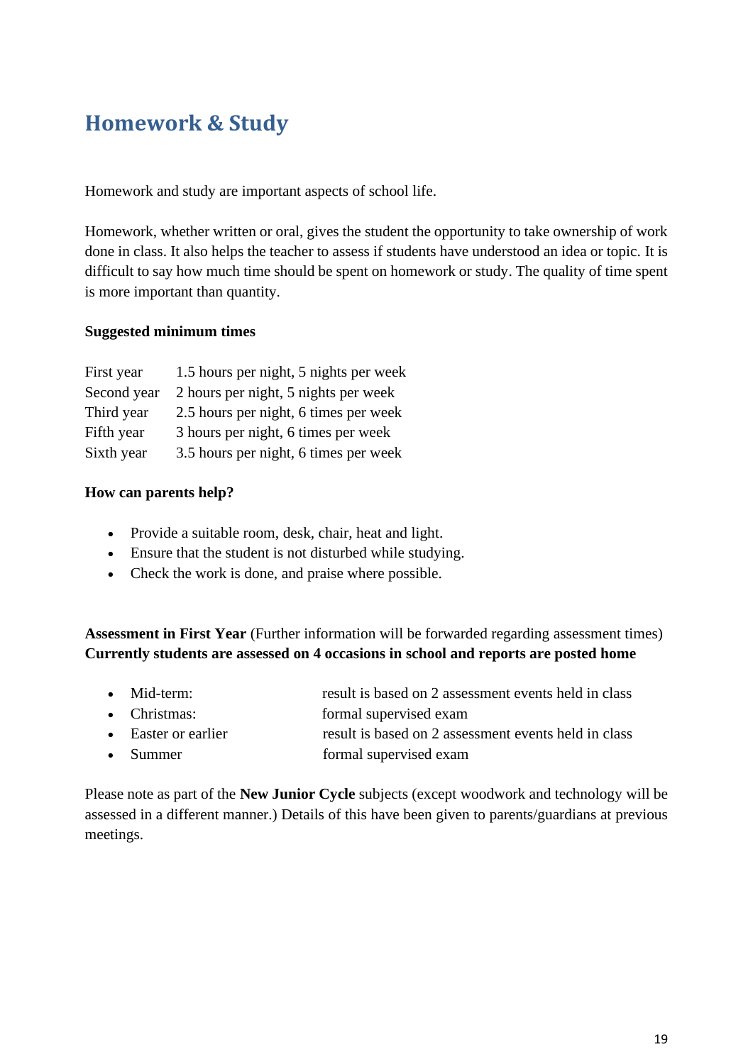## Homework & Study

Homework and study are important aspects of school life.

Homework, whether written or oral, gives the student the opportunity to take ownership of work done in class. It also helps the teacher to assess if students have understood an idea or topic. It is difficult to say how much time should be spent on homework or study. The quality of time spent is more important than quantity.

**Suggested minimum times**

| | |
|---|---|
| First year | 1.5 hours per night, 5 nights per week |
| Second year | 2 hours per night, 5 nights per week |
| Third year | 2.5 hours per night, 6 times per week |
| Fifth year | 3 hours per night, 6 times per week |
| Sixth year | 3.5 hours per night, 6 times per week |

**How can parents help?**

- Provide a suitable room, desk, chair, heat and light.
- Ensure that the student is not disturbed while studying.
- Check the work is done, and praise where possible.

**Assessment in First Year** (Further information will be forwarded regarding assessment times)
**Currently students are assessed on 4 occasions in school and reports are posted home**

- Mid-term: result is based on 2 assessment events held in class
- Christmas: formal supervised exam
- Easter or earlier result is based on 2 assessment events held in class
- Summer formal supervised exam

Please note as part of the **New Junior Cycle** subjects (except woodwork and technology will be assessed in a different manner.) Details of this have been given to parents/guardians at previous meetings.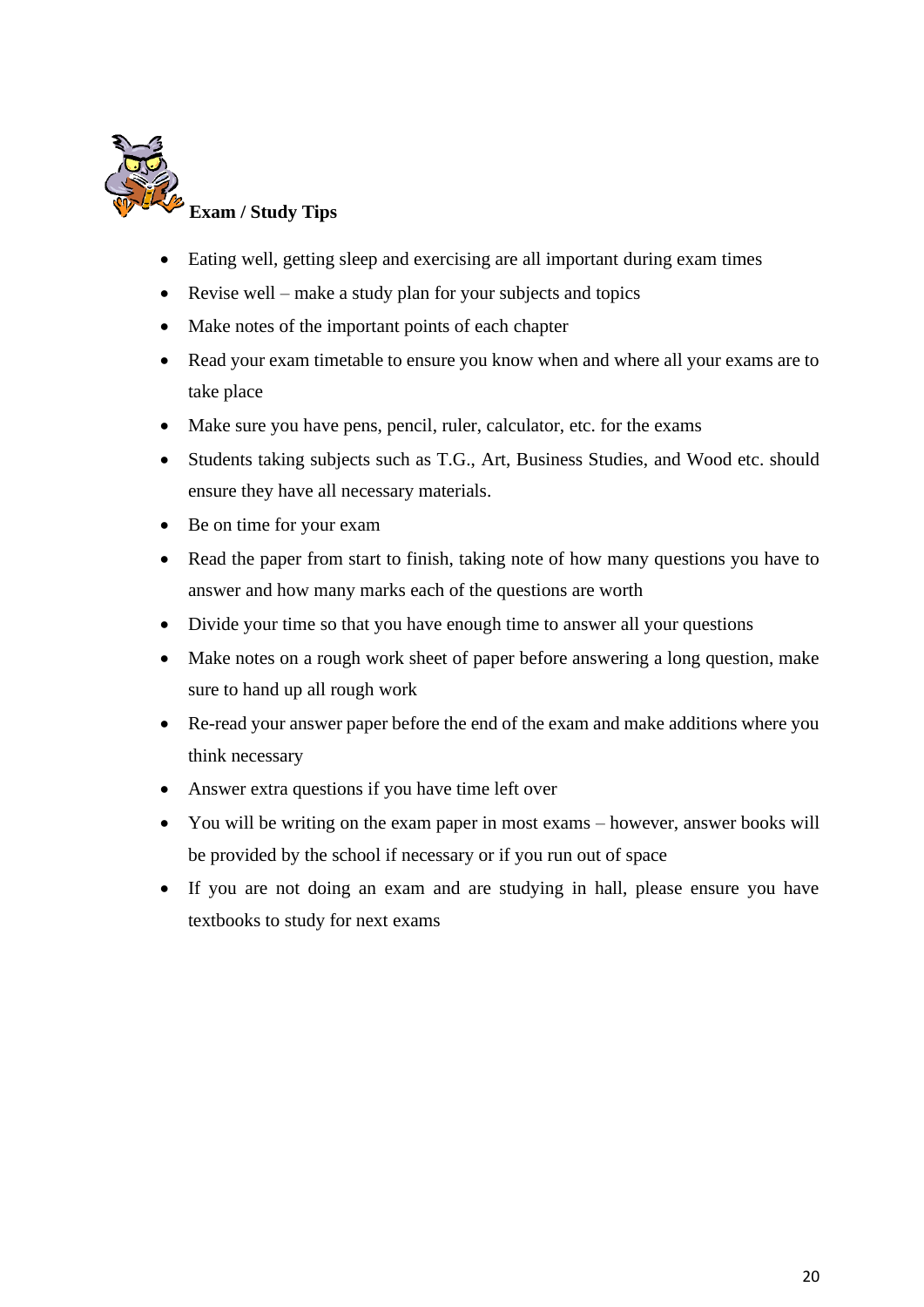## Exam / Study Tips

- Eating well, getting sleep and exercising are all important during exam times
- Revise well – make a study plan for your subjects and topics
- Make notes of the important points of each chapter
- Read your exam timetable to ensure you know when and where all your exams are to take place
- Make sure you have pens, pencil, ruler, calculator, etc. for the exams
- Students taking subjects such as T.G., Art, Business Studies, and Wood etc. should ensure they have all necessary materials.
- Be on time for your exam
- Read the paper from start to finish, taking note of how many questions you have to answer and how many marks each of the questions are worth
- Divide your time so that you have enough time to answer all your questions
- Make notes on a rough work sheet of paper before answering a long question, make sure to hand up all rough work
- Re-read your answer paper before the end of the exam and make additions where you think necessary
- Answer extra questions if you have time left over
- You will be writing on the exam paper in most exams – however, answer books will be provided by the school if necessary or if you run out of space
- If you are not doing an exam and are studying in hall, please ensure you have textbooks to study for next exams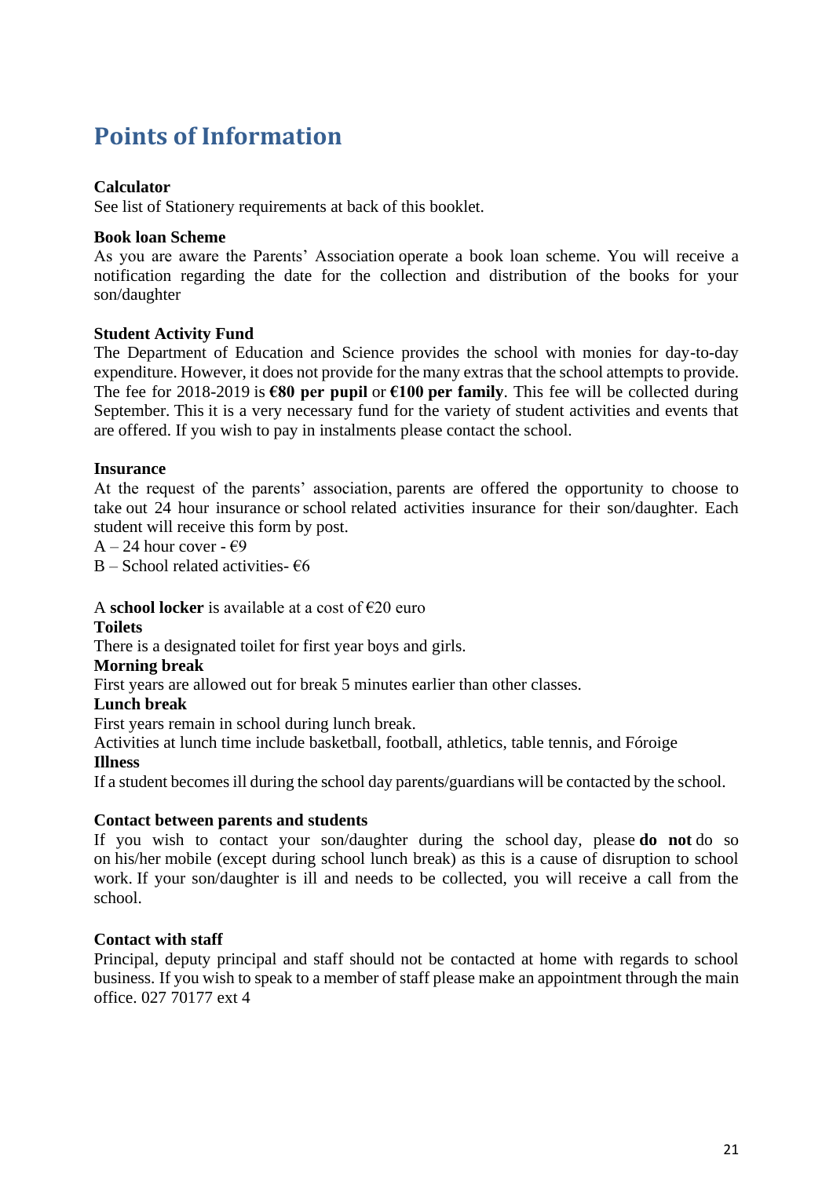# Points of Information

**Calculator**
See list of Stationery requirements at back of this booklet.

**Book loan Scheme**
As you are aware the Parents' Association operate a book loan scheme. You will receive a notification regarding the date for the collection and distribution of the books for your son/daughter

**Student Activity Fund**
The Department of Education and Science provides the school with monies for day-to-day expenditure. However, it does not provide for the many extras that the school attempts to provide. The fee for 2018-2019 is **€80 per pupil** or **€100 per family**. This fee will be collected during September. This it is a very necessary fund for the variety of student activities and events that are offered. If you wish to pay in instalments please contact the school.

**Insurance**
At the request of the parents' association, parents are offered the opportunity to choose to take out 24 hour insurance or school related activities insurance for their son/daughter. Each student will receive this form by post.

A – 24 hour cover - €9

B – School related activities- €6

A **school locker** is available at a cost of €20 euro

**Toilets**
There is a designated toilet for first year boys and girls.

**Morning break**
First years are allowed out for break 5 minutes earlier than other classes.

**Lunch break**
First years remain in school during lunch break.
Activities at lunch time include basketball, football, athletics, table tennis, and Fóroige

**Illness**
If a student becomes ill during the school day parents/guardians will be contacted by the school.

**Contact between parents and students**
If you wish to contact your son/daughter during the school day, please **do not** do so on his/her mobile (except during school lunch break) as this is a cause of disruption to school work. If your son/daughter is ill and needs to be collected, you will receive a call from the school.

**Contact with staff**
Principal, deputy principal and staff should not be contacted at home with regards to school business. If you wish to speak to a member of staff please make an appointment through the main office. 027 70177 ext 4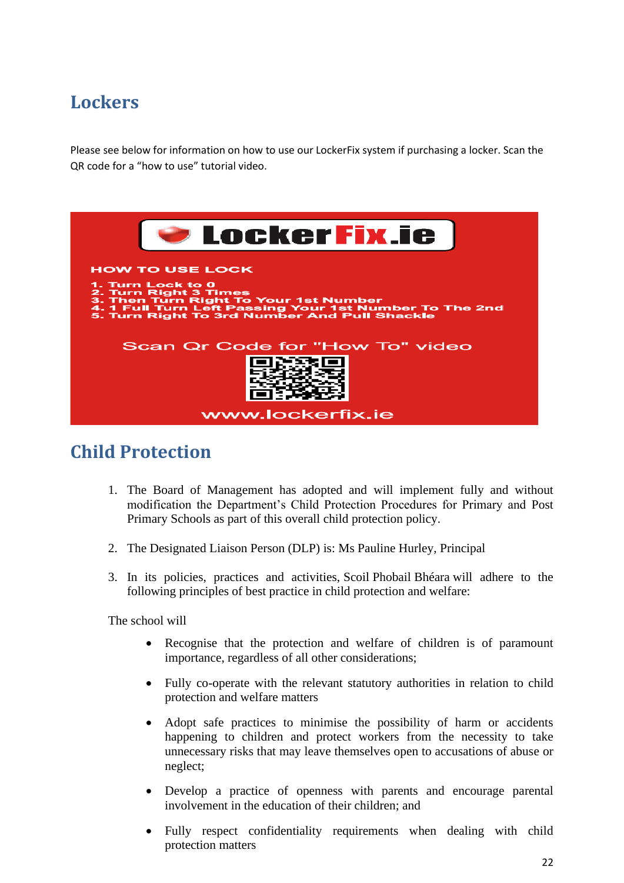## Lockers

Please see below for information on how to use our LockerFix system if purchasing a locker. Scan the QR code for a "how to use" tutorial video.

**LockerFix.ie**

**HOW TO USE LOCK**

1. Turn Lock to 0
2. Turn Right 3 Times
3. Then Turn Right To Your 1st Number
4. 1 Full Turn Left Passing Your 1st Number To The 2nd
5. Turn Right To 3rd Number And Pull Shackle

Scan Qr Code for "How To" video

www.lockerfix.ie

## Child Protection

1. The Board of Management has adopted and will implement fully and without modification the Department's Child Protection Procedures for Primary and Post Primary Schools as part of this overall child protection policy.

2. The Designated Liaison Person (DLP) is: Ms Pauline Hurley, Principal

3. In its policies, practices and activities, Scoil Phobail Bhéara will adhere to the following principles of best practice in child protection and welfare:

The school will

- Recognise that the protection and welfare of children is of paramount importance, regardless of all other considerations;
- Fully co-operate with the relevant statutory authorities in relation to child protection and welfare matters
- Adopt safe practices to minimise the possibility of harm or accidents happening to children and protect workers from the necessity to take unnecessary risks that may leave themselves open to accusations of abuse or neglect;
- Develop a practice of openness with parents and encourage parental involvement in the education of their children; and
- Fully respect confidentiality requirements when dealing with child protection matters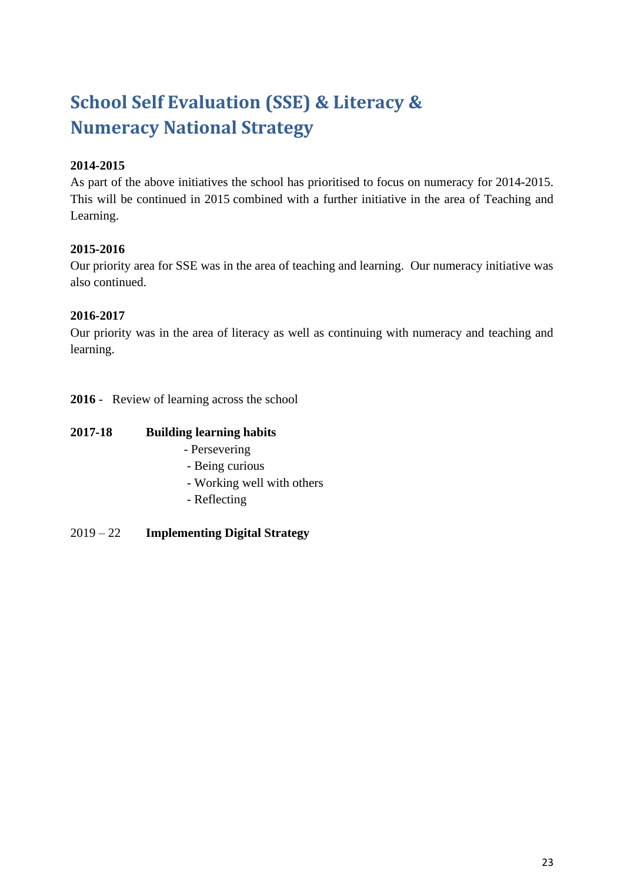# School Self Evaluation (SSE) & Literacy & Numeracy National Strategy

**2014-2015**

As part of the above initiatives the school has prioritised to focus on numeracy for 2014-2015. This will be continued in 2015 combined with a further initiative in the area of Teaching and Learning.

**2015-2016**

Our priority area for SSE was in the area of teaching and learning. Our numeracy initiative was also continued.

**2016-2017**

Our priority was in the area of literacy as well as continuing with numeracy and teaching and learning.

**2016** - Review of learning across the school

**2017-18** **Building learning habits**

- Persevering
- Being curious
- Working well with others
- Reflecting

2019 – 22 **Implementing Digital Strategy**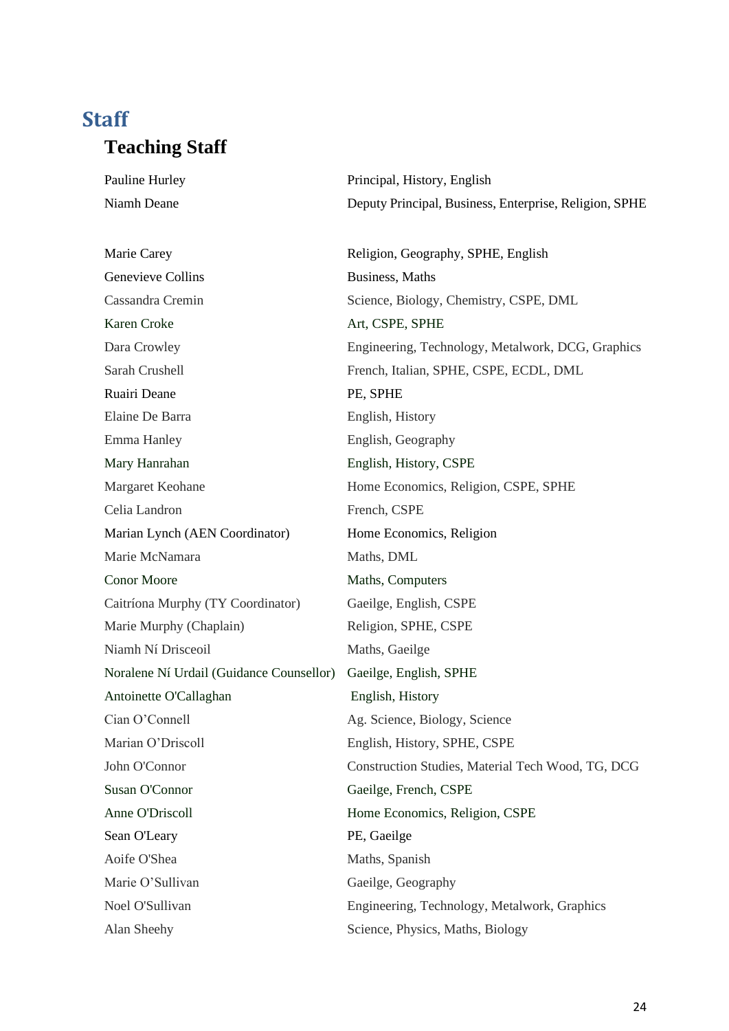## Staff

### Teaching Staff

| | |
|---|---|
| Pauline Hurley | Principal, History, English |
| Niamh Deane | Deputy Principal, Business, Enterprise, Religion, SPHE |
| | |
| Marie Carey | Religion, Geography, SPHE, English |
| Genevieve Collins | Business, Maths |
| Cassandra Cremin | Science, Biology, Chemistry, CSPE, DML |
| Karen Croke | Art, CSPE, SPHE |
| Dara Crowley | Engineering, Technology, Metalwork, DCG, Graphics |
| Sarah Crushell | French, Italian, SPHE, CSPE, ECDL, DML |
| Ruairi Deane | PE, SPHE |
| Elaine De Barra | English, History |
| Emma Hanley | English, Geography |
| Mary Hanrahan | English, History, CSPE |
| Margaret Keohane | Home Economics, Religion, CSPE, SPHE |
| Celia Landron | French, CSPE |
| Marian Lynch (AEN Coordinator) | Home Economics, Religion |
| Marie McNamara | Maths, DML |
| Conor Moore | Maths, Computers |
| Caitríona Murphy (TY Coordinator) | Gaeilge, English, CSPE |
| Marie Murphy (Chaplain) | Religion, SPHE, CSPE |
| Niamh Ní Drisceoil | Maths, Gaeilge |
| Noralene Ní Urdail (Guidance Counsellor) | Gaeilge, English, SPHE |
| Antoinette O'Callaghan | English, History |
| Cian O'Connell | Ag. Science, Biology, Science |
| Marian O'Driscoll | English, History, SPHE, CSPE |
| John O'Connor | Construction Studies, Material Tech Wood, TG, DCG |
| Susan O'Connor | Gaeilge, French, CSPE |
| Anne O'Driscoll | Home Economics, Religion, CSPE |
| Sean O'Leary | PE, Gaeilge |
| Aoife O'Shea | Maths, Spanish |
| Marie O'Sullivan | Gaeilge, Geography |
| Noel O'Sullivan | Engineering, Technology, Metalwork, Graphics |
| Alan Sheehy | Science, Physics, Maths, Biology |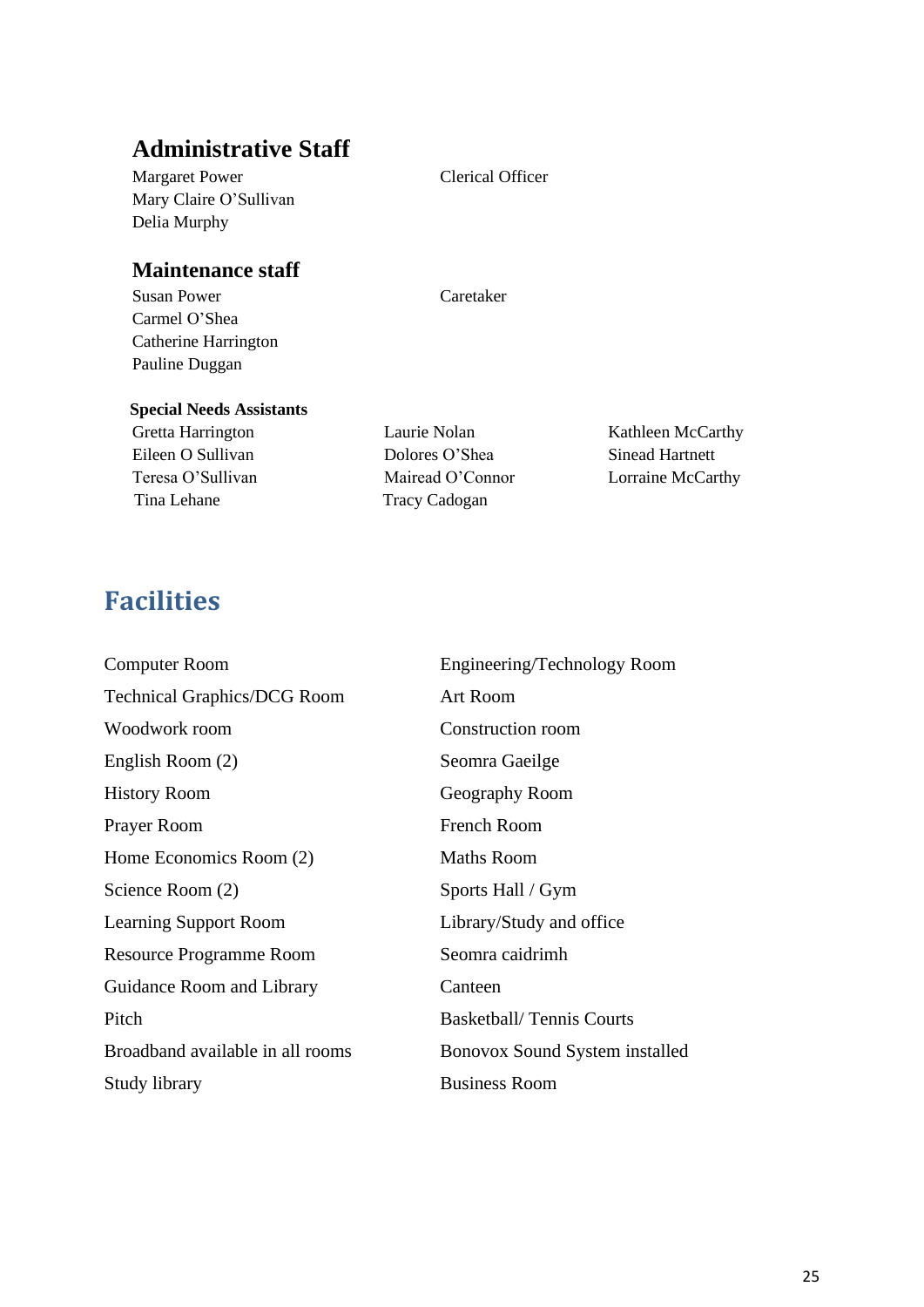## Administrative Staff

| | |
|---|---|
| Margaret Power | Clerical Officer |
| Mary Claire O'Sullivan | |
| Delia Murphy | |

## Maintenance staff

| | |
|---|---|
| Susan Power | Caretaker |
| Carmel O'Shea | |
| Catherine Harrington | |
| Pauline Duggan | |

### Special Needs Assistants

| | | |
|---|---|---|
| Gretta Harrington | Laurie Nolan | Kathleen McCarthy |
| Eileen O Sullivan | Dolores O'Shea | Sinead Hartnett |
| Teresa O'Sullivan | Mairead O'Connor | Lorraine McCarthy |
| Tina Lehane | Tracy Cadogan | |

# Facilities

| | |
|---|---|
| Computer Room | Engineering/Technology Room |
| Technical Graphics/DCG Room | Art Room |
| Woodwork room | Construction room |
| English Room (2) | Seomra Gaeilge |
| History Room | Geography Room |
| Prayer Room | French Room |
| Home Economics Room (2) | Maths Room |
| Science Room (2) | Sports Hall / Gym |
| Learning Support Room | Library/Study and office |
| Resource Programme Room | Seomra caidrimh |
| Guidance Room and Library | Canteen |
| Pitch | Basketball/ Tennis Courts |
| Broadband available in all rooms | Bonovox Sound System installed |
| Study library | Business Room |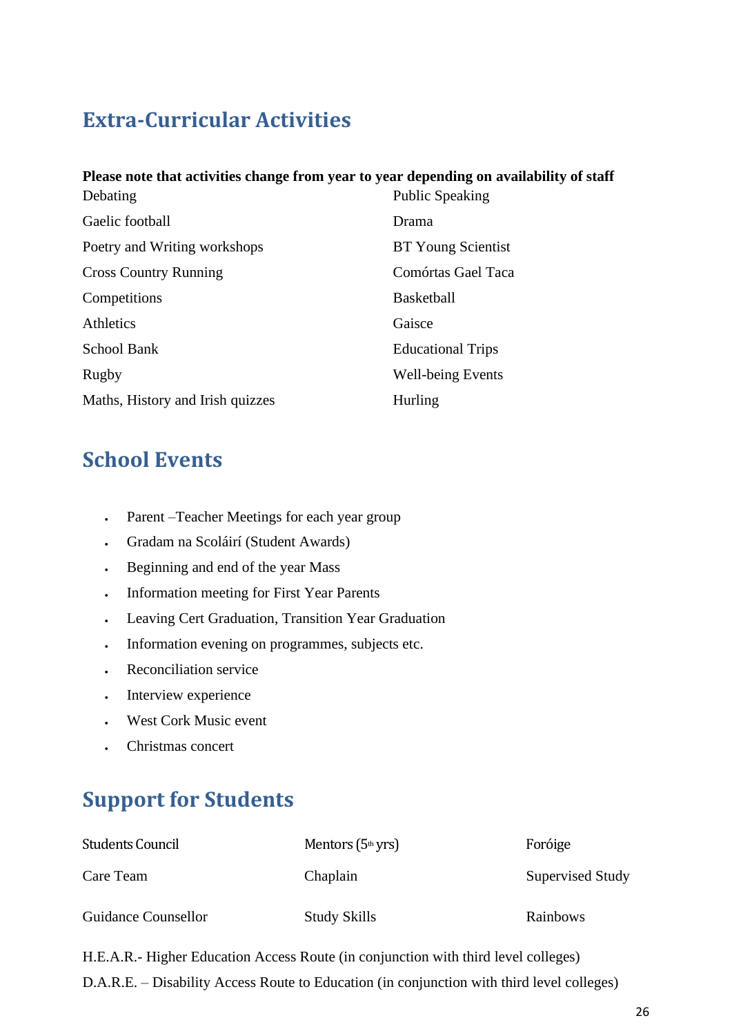## Extra-Curricular Activities

**Please note that activities change from year to year depending on availability of staff**

| | |
|---|---|
| Debating | Public Speaking |
| Gaelic football | Drama |
| Poetry and Writing workshops | BT Young Scientist |
| Cross Country Running | Comórtas Gael Taca |
| Competitions | Basketball |
| Athletics | Gaisce |
| School Bank | Educational Trips |
| Rugby | Well-being Events |
| Maths, History and Irish quizzes | Hurling |

## School Events

- Parent –Teacher Meetings for each year group
- Gradam na Scoláirí (Student Awards)
- Beginning and end of the year Mass
- Information meeting for First Year Parents
- Leaving Cert Graduation, Transition Year Graduation
- Information evening on programmes, subjects etc.
- Reconciliation service
- Interview experience
- West Cork Music event
- Christmas concert

## Support for Students

| | | |
|---|---|---|
| Students Council | Mentors (5th yrs) | Foróige |
| Care Team | Chaplain | Supervised Study |
| Guidance Counsellor | Study Skills | Rainbows |

H.E.A.R.- Higher Education Access Route (in conjunction with third level colleges)

D.A.R.E. – Disability Access Route to Education (in conjunction with third level colleges)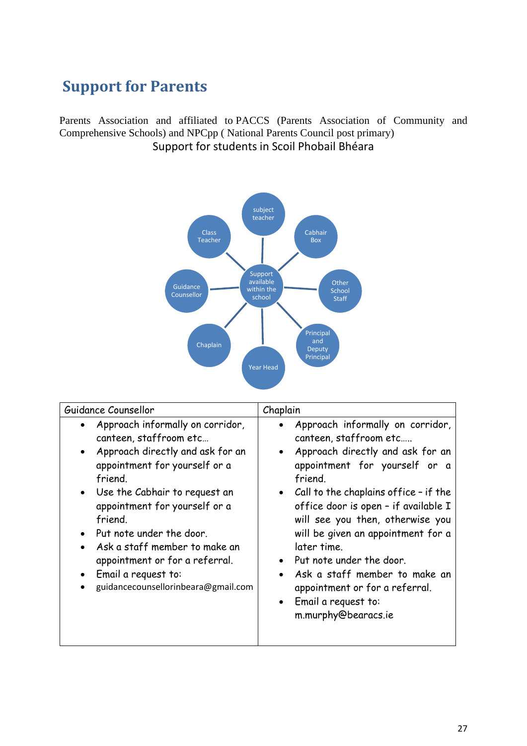## Support for Parents

Parents Association and affiliated to PACCS (Parents Association of Community and Comprehensive Schools) and NPCpp ( National Parents Council post primary)

Support for students in Scoil Phobail Bhéara

Support available within the school:

- subject teacher
- Cabhair Box
- Other School Staff
- Principal and Deputy Principal
- Year Head
- Chaplain
- Guidance Counsellor
- Class Teacher

| Guidance Counsellor | Chaplain |
|---|---|
| • Approach informally on corridor, canteen, staffroom etc… <br> • Approach directly and ask for an appointment for yourself or a friend. <br> • Use the Cabhair to request an appointment for yourself or a friend. <br> • Put note under the door. <br> • Ask a staff member to make an appointment or for a referral. <br> • Email a request to: <br> • guidancecounsellorinbeara@gmail.com | • Approach informally on corridor, canteen, staffroom etc….. <br> • Approach directly and ask for an appointment for yourself or a friend. <br> • Call to the chaplains office – if the office door is open – if available I will see you then, otherwise you will be given an appointment for a later time. <br> • Put note under the door. <br> • Ask a staff member to make an appointment or for a referral. <br> • Email a request to: m.murphy@bearacs.ie |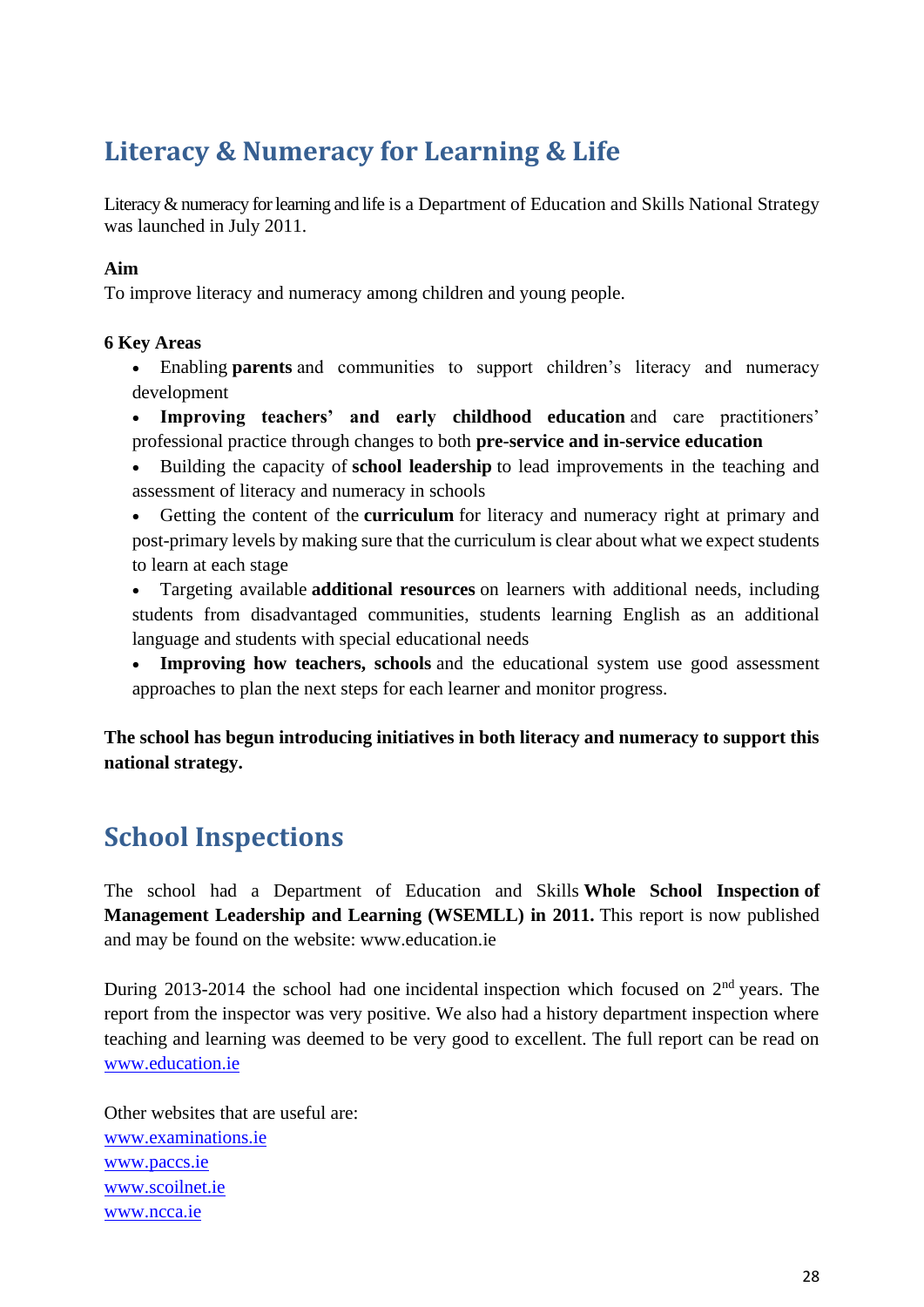## Literacy & Numeracy for Learning & Life

Literacy & numeracy for learning and life is a Department of Education and Skills National Strategy was launched in July 2011.

**Aim**
To improve literacy and numeracy among children and young people.

**6 Key Areas**

- Enabling **parents** and communities to support children's literacy and numeracy development
- **Improving teachers' and early childhood education** and care practitioners' professional practice through changes to both **pre-service and in-service education**
- Building the capacity of **school leadership** to lead improvements in the teaching and assessment of literacy and numeracy in schools
- Getting the content of the **curriculum** for literacy and numeracy right at primary and post-primary levels by making sure that the curriculum is clear about what we expect students to learn at each stage
- Targeting available **additional resources** on learners with additional needs, including students from disadvantaged communities, students learning English as an additional language and students with special educational needs
- **Improving how teachers, schools** and the educational system use good assessment approaches to plan the next steps for each learner and monitor progress.

**The school has begun introducing initiatives in both literacy and numeracy to support this national strategy.**

## School Inspections

The school had a Department of Education and Skills **Whole School Inspection of Management Leadership and Learning (WSEMLL) in 2011.** This report is now published and may be found on the website: www.education.ie

During 2013-2014 the school had one incidental inspection which focused on 2nd years. The report from the inspector was very positive. We also had a history department inspection where teaching and learning was deemed to be very good to excellent. The full report can be read on www.education.ie

Other websites that are useful are:
www.examinations.ie
www.paccs.ie
www.scoilnet.ie
www.ncca.ie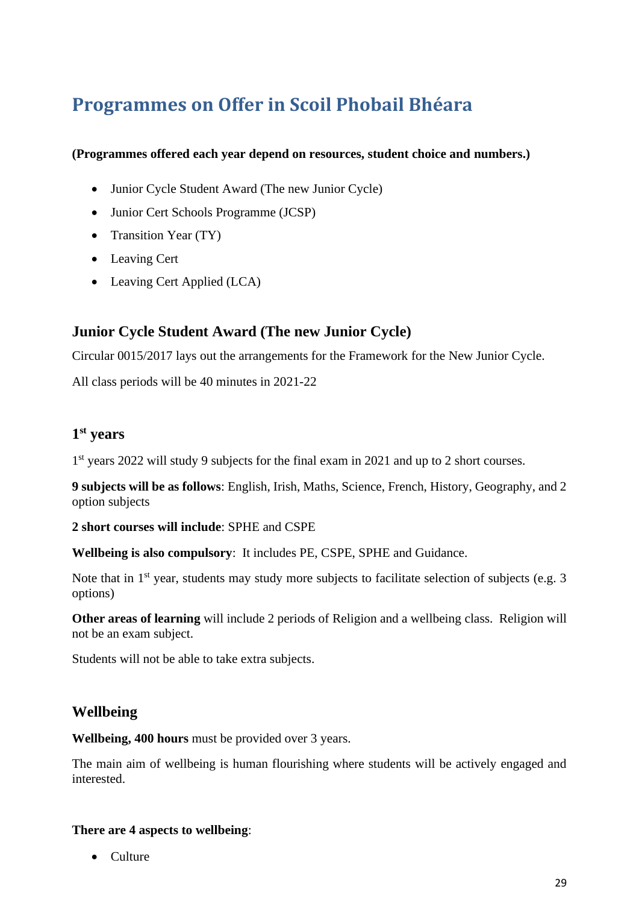# Programmes on Offer in Scoil Phobail Bhéara

**(Programmes offered each year depend on resources, student choice and numbers.)**

- Junior Cycle Student Award (The new Junior Cycle)
- Junior Cert Schools Programme (JCSP)
- Transition Year (TY)
- Leaving Cert
- Leaving Cert Applied (LCA)

## Junior Cycle Student Award (The new Junior Cycle)

Circular 0015/2017 lays out the arrangements for the Framework for the New Junior Cycle.

All class periods will be 40 minutes in 2021-22

## 1st years

1st years 2022 will study 9 subjects for the final exam in 2021 and up to 2 short courses.

**9 subjects will be as follows**: English, Irish, Maths, Science, French, History, Geography, and 2 option subjects

**2 short courses will include**: SPHE and CSPE

**Wellbeing is also compulsory**: It includes PE, CSPE, SPHE and Guidance.

Note that in 1st year, students may study more subjects to facilitate selection of subjects (e.g. 3 options)

**Other areas of learning** will include 2 periods of Religion and a wellbeing class. Religion will not be an exam subject.

Students will not be able to take extra subjects.

## Wellbeing

**Wellbeing, 400 hours** must be provided over 3 years.

The main aim of wellbeing is human flourishing where students will be actively engaged and interested.

**There are 4 aspects to wellbeing**:

- Culture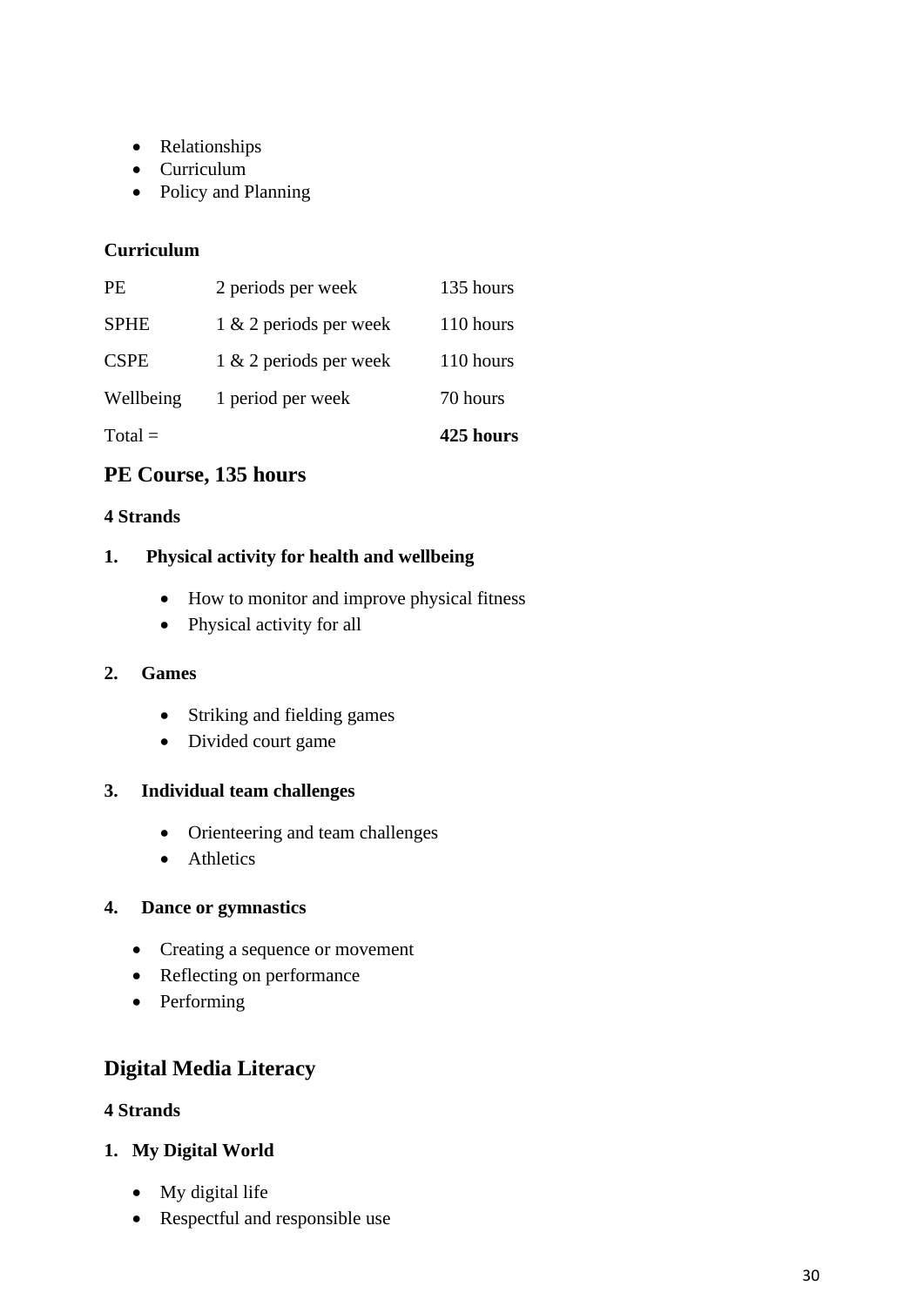- Relationships
- Curriculum
- Policy and Planning

**Curriculum**

| | | |
|---|---|---|
| PE | 2 periods per week | 135 hours |
| SPHE | 1 & 2 periods per week | 110 hours |
| CSPE | 1 & 2 periods per week | 110 hours |
| Wellbeing | 1 period per week | 70 hours |
| Total = | | **425 hours** |

## PE Course, 135 hours

**4 Strands**

**1. Physical activity for health and wellbeing**

- How to monitor and improve physical fitness
- Physical activity for all

**2. Games**

- Striking and fielding games
- Divided court game

**3. Individual team challenges**

- Orienteering and team challenges
- Athletics

**4. Dance or gymnastics**

- Creating a sequence or movement
- Reflecting on performance
- Performing

## Digital Media Literacy

**4 Strands**

**1. My Digital World**

- My digital life
- Respectful and responsible use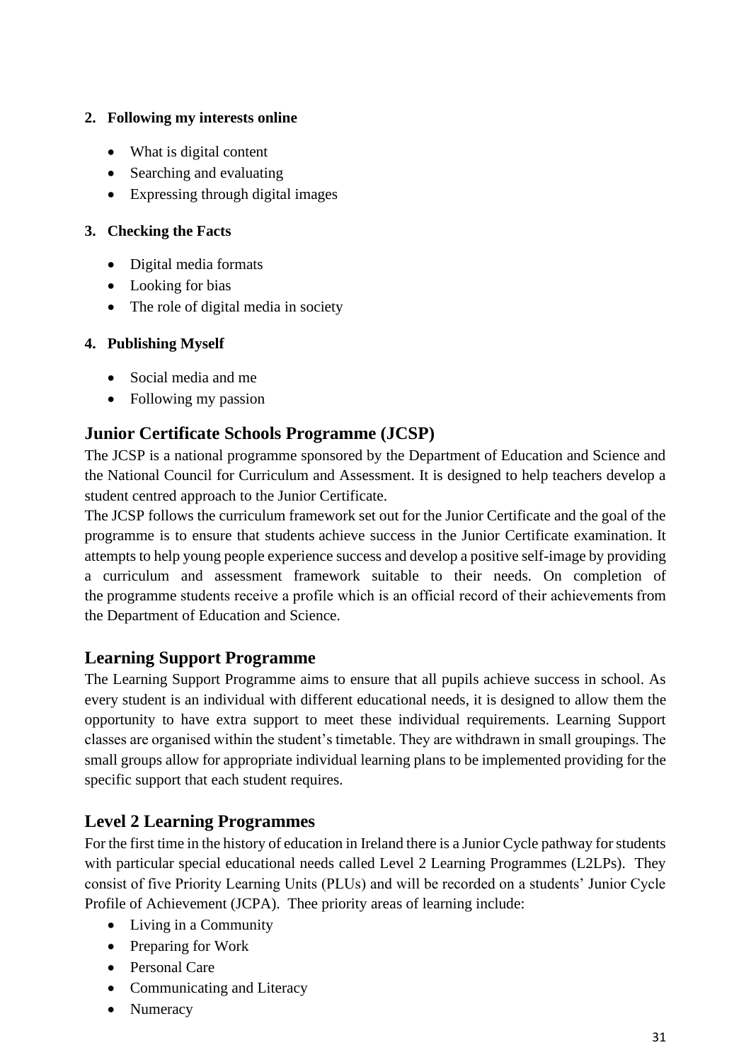**2. Following my interests online**

- What is digital content
- Searching and evaluating
- Expressing through digital images

**3. Checking the Facts**

- Digital media formats
- Looking for bias
- The role of digital media in society

**4. Publishing Myself**

- Social media and me
- Following my passion

## Junior Certificate Schools Programme (JCSP)

The JCSP is a national programme sponsored by the Department of Education and Science and the National Council for Curriculum and Assessment. It is designed to help teachers develop a student centred approach to the Junior Certificate.

The JCSP follows the curriculum framework set out for the Junior Certificate and the goal of the programme is to ensure that students achieve success in the Junior Certificate examination. It attempts to help young people experience success and develop a positive self-image by providing a curriculum and assessment framework suitable to their needs. On completion of the programme students receive a profile which is an official record of their achievements from the Department of Education and Science.

## Learning Support Programme

The Learning Support Programme aims to ensure that all pupils achieve success in school. As every student is an individual with different educational needs, it is designed to allow them the opportunity to have extra support to meet these individual requirements. Learning Support classes are organised within the student's timetable. They are withdrawn in small groupings. The small groups allow for appropriate individual learning plans to be implemented providing for the specific support that each student requires.

## Level 2 Learning Programmes

For the first time in the history of education in Ireland there is a Junior Cycle pathway for students with particular special educational needs called Level 2 Learning Programmes (L2LPs). They consist of five Priority Learning Units (PLUs) and will be recorded on a students' Junior Cycle Profile of Achievement (JCPA). Thee priority areas of learning include:

- Living in a Community
- Preparing for Work
- Personal Care
- Communicating and Literacy
- Numeracy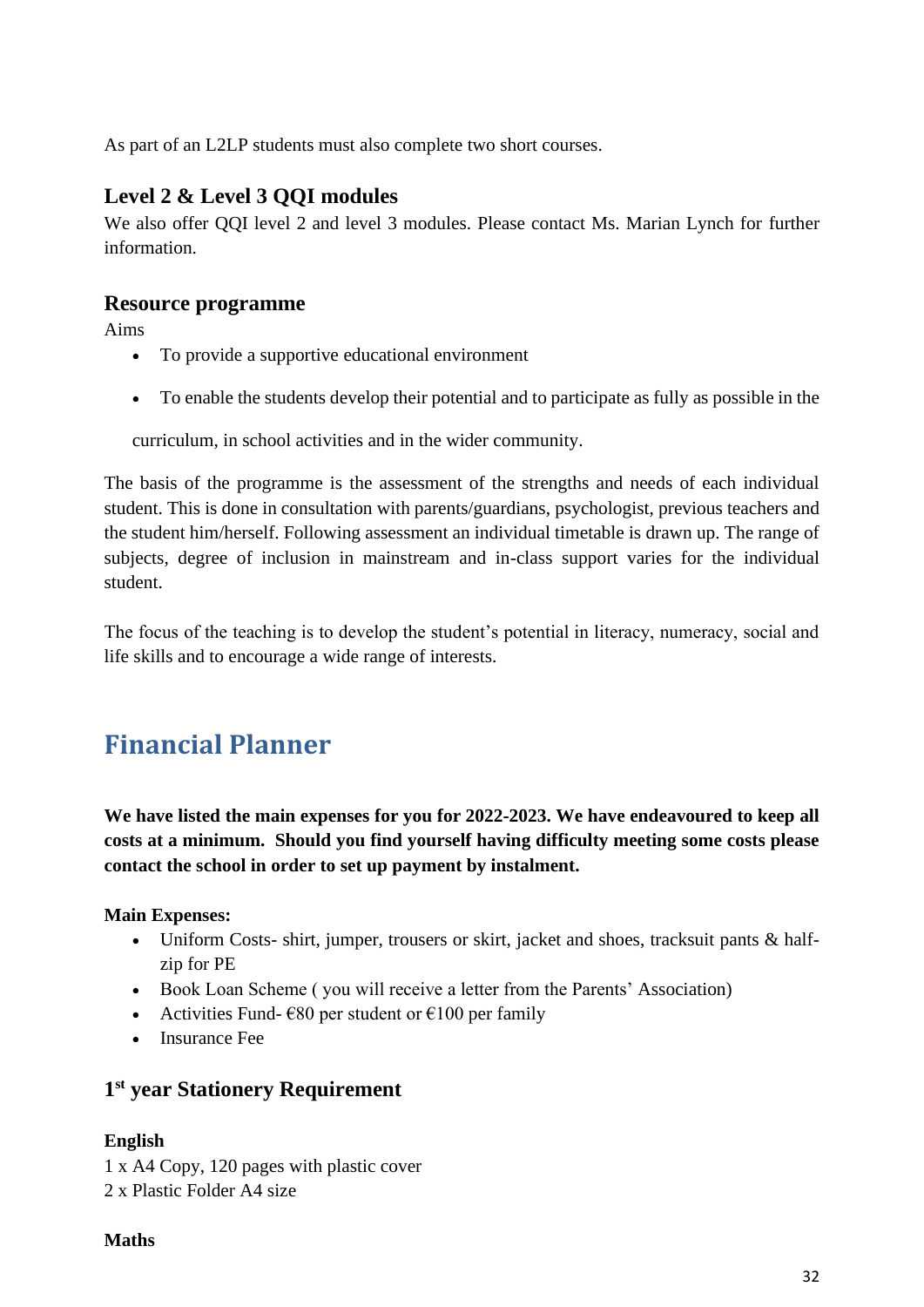As part of an L2LP students must also complete two short courses.

### Level 2 & Level 3 QQI modules

We also offer QQI level 2 and level 3 modules. Please contact Ms. Marian Lynch for further information.

### Resource programme

Aims

- To provide a supportive educational environment
- To enable the students develop their potential and to participate as fully as possible in the curriculum, in school activities and in the wider community.

The basis of the programme is the assessment of the strengths and needs of each individual student. This is done in consultation with parents/guardians, psychologist, previous teachers and the student him/herself. Following assessment an individual timetable is drawn up. The range of subjects, degree of inclusion in mainstream and in-class support varies for the individual student.

The focus of the teaching is to develop the student's potential in literacy, numeracy, social and life skills and to encourage a wide range of interests.

## Financial Planner

**We have listed the main expenses for you for 2022-2023. We have endeavoured to keep all costs at a minimum. Should you find yourself having difficulty meeting some costs please contact the school in order to set up payment by instalment.**

**Main Expenses:**

- Uniform Costs- shirt, jumper, trousers or skirt, jacket and shoes, tracksuit pants & half-zip for PE
- Book Loan Scheme ( you will receive a letter from the Parents' Association)
- Activities Fund- €80 per student or €100 per family
- Insurance Fee

### 1st year Stationery Requirement

**English**

1 x A4 Copy, 120 pages with plastic cover
2 x Plastic Folder A4 size

**Maths**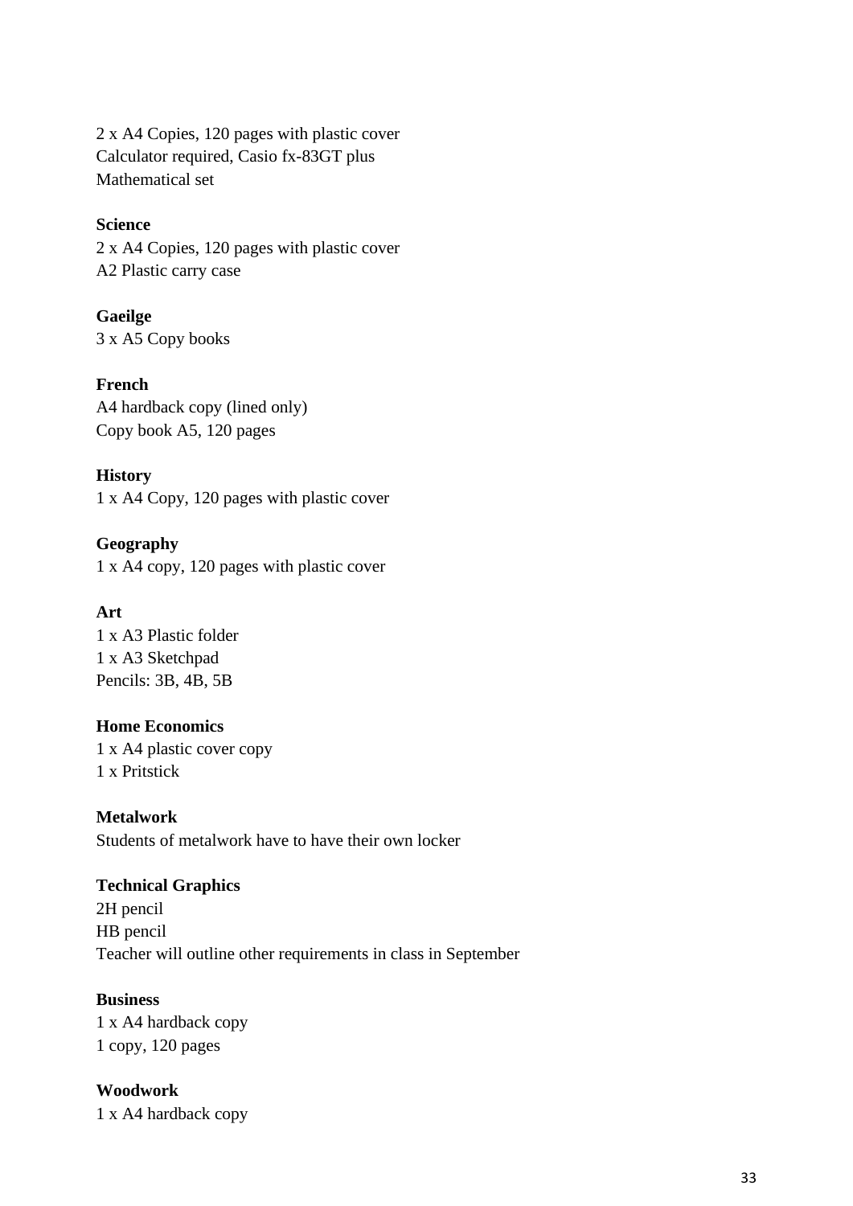2 x A4 Copies, 120 pages with plastic cover
Calculator required, Casio fx-83GT plus
Mathematical set

**Science**
2 x A4 Copies, 120 pages with plastic cover
A2 Plastic carry case

**Gaeilge**
3 x A5 Copy books

**French**
A4 hardback copy (lined only)
Copy book A5, 120 pages

**History**
1 x A4 Copy, 120 pages with plastic cover

**Geography**
1 x A4 copy, 120 pages with plastic cover

**Art**
1 x A3 Plastic folder
1 x A3 Sketchpad
Pencils: 3B, 4B, 5B

**Home Economics**
1 x A4 plastic cover copy
1 x Pritstick

**Metalwork**
Students of metalwork have to have their own locker

**Technical Graphics**
2H pencil
HB pencil
Teacher will outline other requirements in class in September

**Business**
1 x A4 hardback copy
1 copy, 120 pages

**Woodwork**
1 x A4 hardback copy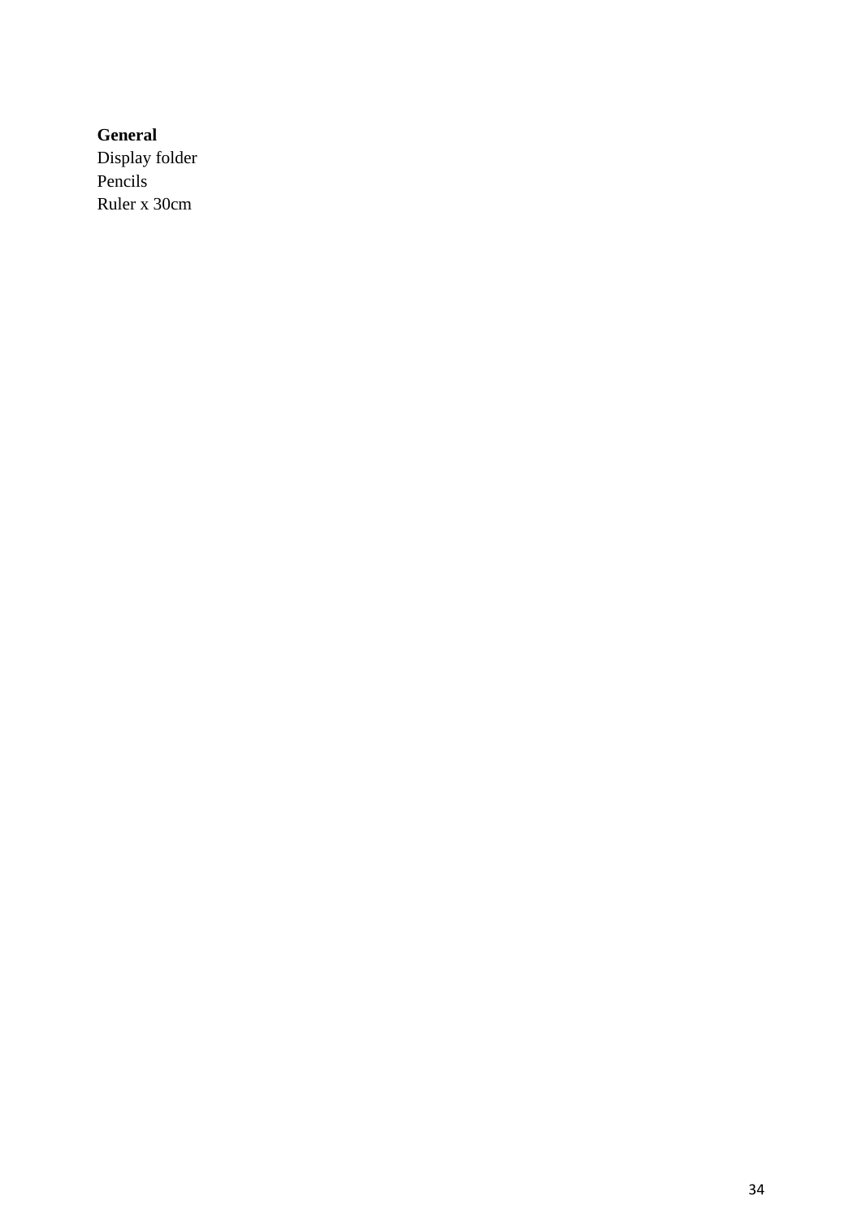**General**

Display folder
Pencils
Ruler x 30cm